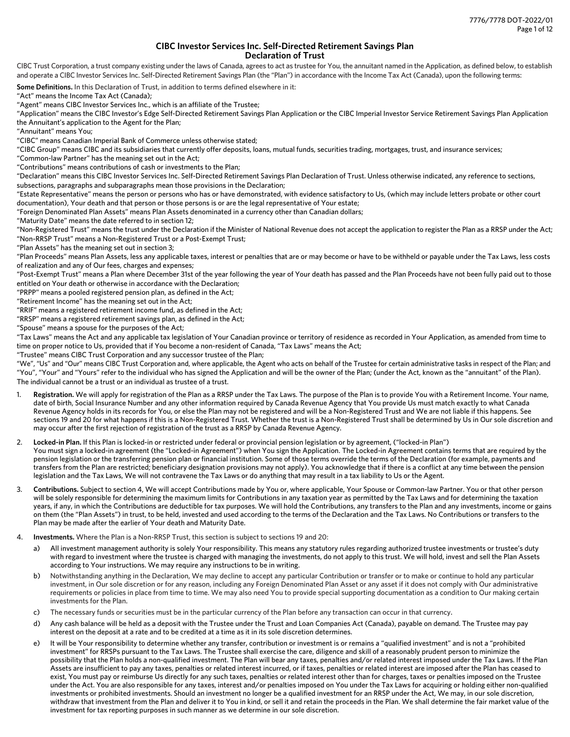# CIBC Investor Services Inc. Self-Directed Retirement Savings Plan
## Declaration of Trust

CIBC Trust Corporation, a trust company existing under the laws of Canada, agrees to act as trustee for You, the annuitant named in the Application, as defined below, to establish and operate a CIBC Investor Services Inc. Self-Directed Retirement Savings Plan (the "Plan") in accordance with the Income Tax Act (Canada), upon the following terms:

**Some Definitions.** In this Declaration of Trust, in addition to terms defined elsewhere in it:

"Act" means the Income Tax Act (Canada);

"Agent" means CIBC Investor Services Inc., which is an affiliate of the Trustee;

"Application" means the CIBC Investor's Edge Self-Directed Retirement Savings Plan Application or the CIBC Imperial Investor Service Retirement Savings Plan Application the Annuitant's application to the Agent for the Plan;

"Annuitant" means You;

"CIBC" means Canadian Imperial Bank of Commerce unless otherwise stated;

"CIBC Group" means CIBC and its subsidiaries that currently offer deposits, loans, mutual funds, securities trading, mortgages, trust, and insurance services;

"Common-law Partner" has the meaning set out in the Act;

"Contributions" means contributions of cash or investments to the Plan;

"Declaration" means this CIBC Investor Services Inc. Self-Directed Retirement Savings Plan Declaration of Trust. Unless otherwise indicated, any reference to sections, subsections, paragraphs and subparagraphs mean those provisions in the Declaration;

"Estate Representative" means the person or persons who has or have demonstrated, with evidence satisfactory to Us, (which may include letters probate or other court documentation), Your death and that person or those persons is or are the legal representative of Your estate;

"Foreign Denominated Plan Assets" means Plan Assets denominated in a currency other than Canadian dollars;

"Maturity Date" means the date referred to in section 12;

"Non-Registered Trust" means the trust under the Declaration if the Minister of National Revenue does not accept the application to register the Plan as a RRSP under the Act;

"Non-RRSP Trust" means a Non-Registered Trust or a Post-Exempt Trust;

"Plan Assets" has the meaning set out in section 3;

"Plan Proceeds" means Plan Assets, less any applicable taxes, interest or penalties that are or may become or have to be withheld or payable under the Tax Laws, less costs of realization and any of Our fees, charges and expenses;

"Post-Exempt Trust" means a Plan where December 31st of the year following the year of Your death has passed and the Plan Proceeds have not been fully paid out to those entitled on Your death or otherwise in accordance with the Declaration;

"PRPP" means a pooled registered pension plan, as defined in the Act;

"Retirement Income" has the meaning set out in the Act;

"RRIF" means a registered retirement income fund, as defined in the Act;

"RRSP" means a registered retirement savings plan, as defined in the Act;

"Spouse" means a spouse for the purposes of the Act;

"Tax Laws" means the Act and any applicable tax legislation of Your Canadian province or territory of residence as recorded in Your Application, as amended from time to time on proper notice to Us, provided that if You become a non-resident of Canada, "Tax Laws" means the Act;

"Trustee" means CIBC Trust Corporation and any successor trustee of the Plan;

"We", "Us" and "Our" means CIBC Trust Corporation and, where applicable, the Agent who acts on behalf of the Trustee for certain administrative tasks in respect of the Plan; and "You", "Your" and "Yours" refer to the individual who has signed the Application and will be the owner of the Plan; (under the Act, known as the "annuitant" of the Plan). The individual cannot be a trust or an individual as trustee of a trust.

1. **Registration.** We will apply for registration of the Plan as a RRSP under the Tax Laws. The purpose of the Plan is to provide You with a Retirement Income. Your name, date of birth, Social Insurance Number and any other information required by Canada Revenue Agency that You provide Us must match exactly to what Canada Revenue Agency holds in its records for You, or else the Plan may not be registered and will be a Non-Registered Trust and We are not liable if this happens. See sections 19 and 20 for what happens if this is a Non-Registered Trust. Whether the trust is a Non-Registered Trust shall be determined by Us in Our sole discretion and may occur after the first rejection of registration of the trust as a RRSP by Canada Revenue Agency.

2. **Locked-in Plan.** If this Plan is locked-in or restricted under federal or provincial pension legislation or by agreement, ("locked-in Plan")
   You must sign a locked-in agreement (the "Locked-in Agreement") when You sign the Application. The Locked-in Agreement contains terms that are required by the pension legislation or the transferring pension plan or financial institution. Some of those terms override the terms of the Declaration (for example, payments and transfers from the Plan are restricted; beneficiary designation provisions may not apply). You acknowledge that if there is a conflict at any time between the pension legislation and the Tax Laws, We will not contravene the Tax Laws or do anything that may result in a tax liability to Us or the Agent.

3. **Contributions.** Subject to section 4, We will accept Contributions made by You or, where applicable, Your Spouse or Common-law Partner. You or that other person will be solely responsible for determining the maximum limits for Contributions in any taxation year as permitted by the Tax Laws and for determining the taxation years, if any, in which the Contributions are deductible for tax purposes. We will hold the Contributions, any transfers to the Plan and any investments, income or gains on them (the "Plan Assets") in trust, to be held, invested and used according to the terms of the Declaration and the Tax Laws. No Contributions or transfers to the Plan may be made after the earlier of Your death and Maturity Date.

4. **Investments.** Where the Plan is a Non-RRSP Trust, this section is subject to sections 19 and 20:
   a) All investment management authority is solely Your responsibility. This means any statutory rules regarding authorized trustee investments or trustee's duty with regard to investment where the trustee is charged with managing the investments, do not apply to this trust. We will hold, invest and sell the Plan Assets according to Your instructions. We may require any instructions to be in writing.
   b) Notwithstanding anything in the Declaration, We may decline to accept any particular Contribution or transfer or to make or continue to hold any particular investment, in Our sole discretion or for any reason, including any Foreign Denominated Plan Asset or any asset if it does not comply with Our administrative requirements or policies in place from time to time. We may also need You to provide special supporting documentation as a condition to Our making certain investments for the Plan.
   c) The necessary funds or securities must be in the particular currency of the Plan before any transaction can occur in that currency.
   d) Any cash balance will be held as a deposit with the Trustee under the Trust and Loan Companies Act (Canada), payable on demand. The Trustee may pay interest on the deposit at a rate and to be credited at a time as it in its sole discretion determines.
   e) It will be Your responsibility to determine whether any transfer, contribution or investment is or remains a "qualified investment" and is not a "prohibited investment" for RRSPs pursuant to the Tax Laws. The Trustee shall exercise the care, diligence and skill of a reasonably prudent person to minimize the possibility that the Plan holds a non-qualified investment. The Plan will bear any taxes, penalties and/or related interest imposed under the Tax Laws. If the Plan Assets are insufficient to pay any taxes, penalties or related interest incurred, or if taxes, penalties or related interest are imposed after the Plan has ceased to exist, You must pay or reimburse Us directly for any such taxes, penalties or related interest other than for charges, taxes or penalties imposed on the Trustee under the Act. You are also responsible for any taxes, interest and/or penalties imposed on You under the Tax Laws for acquiring or holding either non-qualified investments or prohibited investments. Should an investment no longer be a qualified investment for an RRSP under the Act, We may, in our sole discretion, withdraw that investment from the Plan and deliver it to You in kind, or sell it and retain the proceeds in the Plan. We shall determine the fair market value of the investment for tax reporting purposes in such manner as we determine in our sole discretion.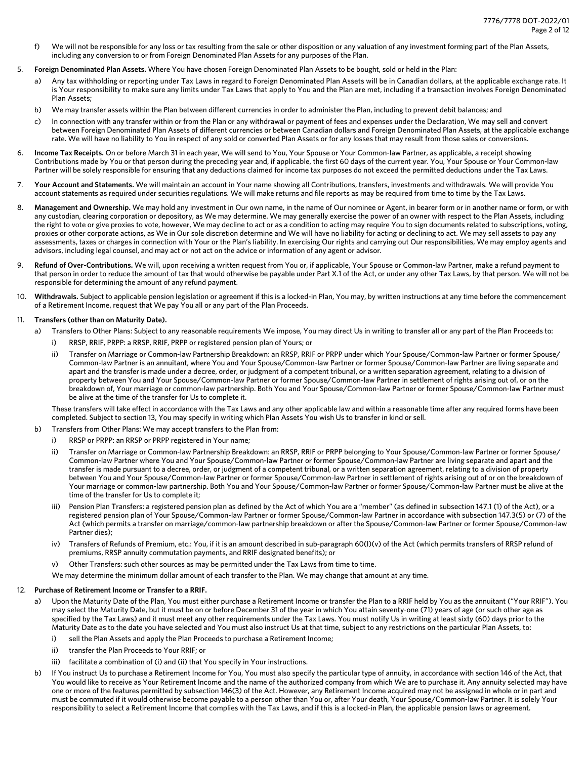f) We will not be responsible for any loss or tax resulting from the sale or other disposition or any valuation of any investment forming part of the Plan Assets, including any conversion to or from Foreign Denominated Plan Assets for any purposes of the Plan.

5. **Foreign Denominated Plan Assets.** Where You have chosen Foreign Denominated Plan Assets to be bought, sold or held in the Plan:

   a) Any tax withholding or reporting under Tax Laws in regard to Foreign Denominated Plan Assets will be in Canadian dollars, at the applicable exchange rate. It is Your responsibility to make sure any limits under Tax Laws that apply to You and the Plan are met, including if a transaction involves Foreign Denominated Plan Assets;

   b) We may transfer assets within the Plan between different currencies in order to administer the Plan, including to prevent debit balances; and

   c) In connection with any transfer within or from the Plan or any withdrawal or payment of fees and expenses under the Declaration, We may sell and convert between Foreign Denominated Plan Assets of different currencies or between Canadian dollars and Foreign Denominated Plan Assets, at the applicable exchange rate. We will have no liability to You in respect of any sold or converted Plan Assets or for any losses that may result from those sales or conversions.

6. **Income Tax Receipts.** On or before March 31 in each year, We will send to You, Your Spouse or Your Common-law Partner, as applicable, a receipt showing Contributions made by You or that person during the preceding year and, if applicable, the first 60 days of the current year. You, Your Spouse or Your Common-law Partner will be solely responsible for ensuring that any deductions claimed for income tax purposes do not exceed the permitted deductions under the Tax Laws.

7. **Your Account and Statements.** We will maintain an account in Your name showing all Contributions, transfers, investments and withdrawals. We will provide You account statements as required under securities regulations. We will make returns and file reports as may be required from time to time by the Tax Laws.

8. **Management and Ownership.** We may hold any investment in Our own name, in the name of Our nominee or Agent, in bearer form or in another name or form, or with any custodian, clearing corporation or depository, as We may determine. We may generally exercise the power of an owner with respect to the Plan Assets, including the right to vote or give proxies to vote, however, We may decline to act or as a condition to acting may require You to sign documents related to subscriptions, voting, proxies or other corporate actions, as We in Our sole discretion determine and We will have no liability for acting or declining to act. We may sell assets to pay any assessments, taxes or charges in connection with Your or the Plan's liability. In exercising Our rights and carrying out Our responsibilities, We may employ agents and advisors, including legal counsel, and may act or not act on the advice or information of any agent or advisor.

9. **Refund of Over-Contributions.** We will, upon receiving a written request from You or, if applicable, Your Spouse or Common-law Partner, make a refund payment to that person in order to reduce the amount of tax that would otherwise be payable under Part X.1 of the Act, or under any other Tax Laws, by that person. We will not be responsible for determining the amount of any refund payment.

10. **Withdrawals.** Subject to applicable pension legislation or agreement if this is a locked-in Plan, You may, by written instructions at any time before the commencement of a Retirement Income, request that We pay You all or any part of the Plan Proceeds.

11. **Transfers (other than on Maturity Date).**

    a) Transfers to Other Plans: Subject to any reasonable requirements We impose, You may direct Us in writing to transfer all or any part of the Plan Proceeds to:

       i) RRSP, RRIF, PRPP: a RRSP, RRIF, PRPP or registered pension plan of Yours; or

       ii) Transfer on Marriage or Common-law Partnership Breakdown: an RRSP, RRIF or PRPP under which Your Spouse/Common-law Partner or former Spouse/Common-law Partner is an annuitant, where You and Your Spouse/Common-law Partner or former Spouse/Common-law Partner are living separate and apart and the transfer is made under a decree, order, or judgment of a competent tribunal, or a written separation agreement, relating to a division of property between You and Your Spouse/Common-law Partner or former Spouse/Common-law Partner in settlement of rights arising out of, or on the breakdown of, Your marriage or common-law partnership. Both You and Your Spouse/Common-law Partner or former Spouse/Common-law Partner must be alive at the time of the transfer for Us to complete it.

       These transfers will take effect in accordance with the Tax Laws and any other applicable law and within a reasonable time after any required forms have been completed. Subject to section 13, You may specify in writing which Plan Assets You wish Us to transfer in kind or sell.

    b) Transfers from Other Plans: We may accept transfers to the Plan from:

       i) RRSP or PRPP: an RRSP or PRPP registered in Your name;

       ii) Transfer on Marriage or Common-law Partnership Breakdown: an RRSP, RRIF or PRPP belonging to Your Spouse/Common-law Partner or former Spouse/Common-law Partner where You and Your Spouse/Common-law Partner or former Spouse/Common-law Partner are living separate and apart and the transfer is made pursuant to a decree, order, or judgment of a competent tribunal, or a written separation agreement, relating to a division of property between You and Your Spouse/Common-law Partner or former Spouse/Common-law Partner in settlement of rights arising out of or on the breakdown of Your marriage or common-law partnership. Both You and Your Spouse/Common-law Partner or former Spouse/Common-law Partner must be alive at the time of the transfer for Us to complete it;

       iii) Pension Plan Transfers: a registered pension plan as defined by the Act of which You are a "member" (as defined in subsection 147.1 (1) of the Act), or a registered pension plan of Your Spouse/Common-law Partner or former Spouse/Common-law Partner in accordance with subsection 147.3(5) or (7) of the Act (which permits a transfer on marriage/common-law partnership breakdown or after the Spouse/Common-law Partner or former Spouse/Common-law Partner dies);

       iv) Transfers of Refunds of Premium, etc.: You, if it is an amount described in sub-paragraph 60(l)(v) of the Act (which permits transfers of RRSP refund of premiums, RRSP annuity commutation payments, and RRIF designated benefits); or

       v) Other Transfers: such other sources as may be permitted under the Tax Laws from time to time.

       We may determine the minimum dollar amount of each transfer to the Plan. We may change that amount at any time.

12. **Purchase of Retirement Income or Transfer to a RRIF.**

    a) Upon the Maturity Date of the Plan, You must either purchase a Retirement Income or transfer the Plan to a RRIF held by You as the annuitant ("Your RRIF"). You may select the Maturity Date, but it must be on or before December 31 of the year in which You attain seventy-one (71) years of age (or such other age as specified by the Tax Laws) and it must meet any other requirements under the Tax Laws. You must notify Us in writing at least sixty (60) days prior to the Maturity Date as to the date you have selected and You must also instruct Us at that time, subject to any restrictions on the particular Plan Assets, to:

       i) sell the Plan Assets and apply the Plan Proceeds to purchase a Retirement Income;

       ii) transfer the Plan Proceeds to Your RRIF; or

       iii) facilitate a combination of (i) and (ii) that You specify in Your instructions.

    b) If You instruct Us to purchase a Retirement Income for You, You must also specify the particular type of annuity, in accordance with section 146 of the Act, that You would like to receive as Your Retirement Income and the name of the authorized company from which We are to purchase it. Any annuity selected may have one or more of the features permitted by subsection 146(3) of the Act. However, any Retirement Income acquired may not be assigned in whole or in part and must be commuted if it would otherwise become payable to a person other than You or, after Your death, Your Spouse/Common-law Partner. It is solely Your responsibility to select a Retirement Income that complies with the Tax Laws, and if this is a locked-in Plan, the applicable pension laws or agreement.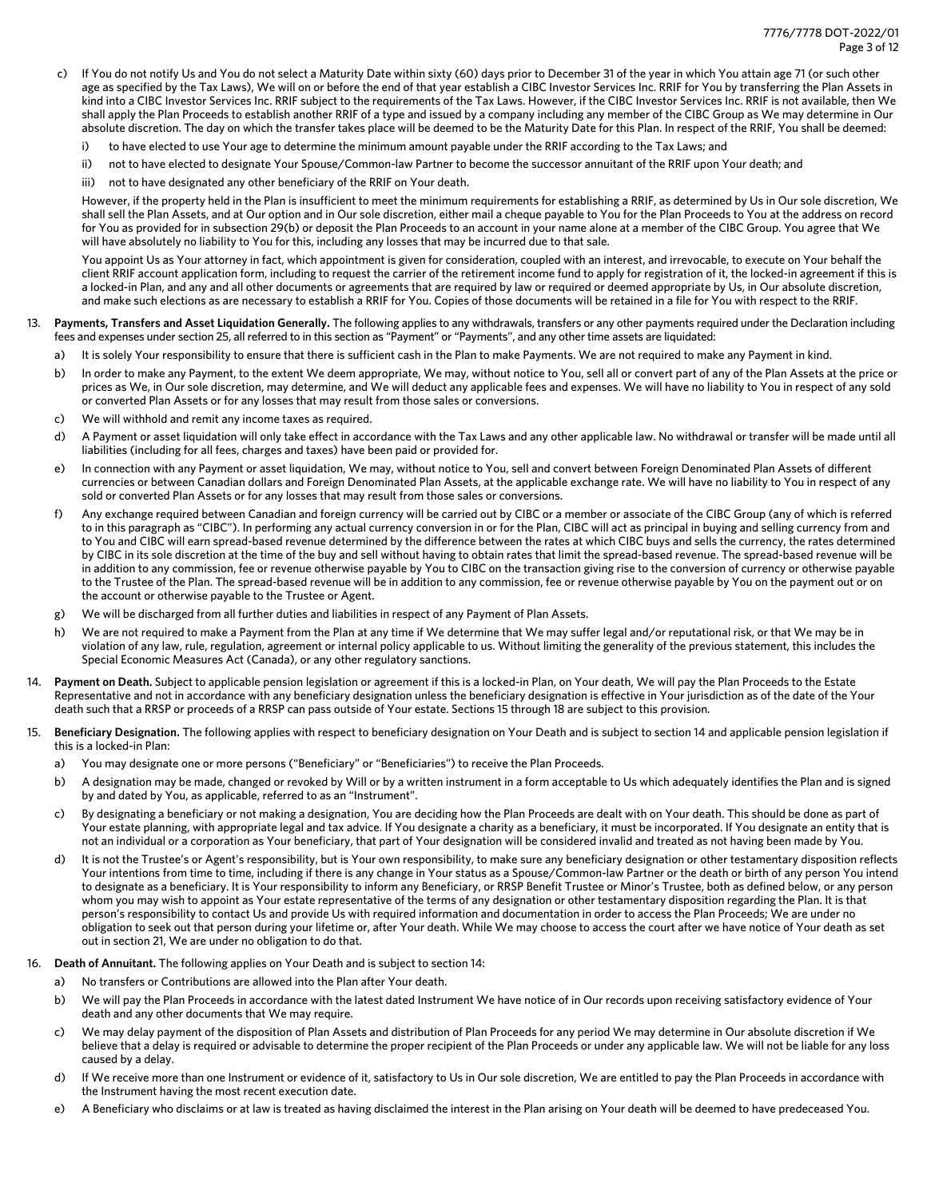c) If You do not notify Us and You do not select a Maturity Date within sixty (60) days prior to December 31 of the year in which You attain age 71 (or such other age as specified by the Tax Laws), We will on or before the end of that year establish a CIBC Investor Services Inc. RRIF for You by transferring the Plan Assets in kind into a CIBC Investor Services Inc. RRIF subject to the requirements of the Tax Laws. However, if the CIBC Investor Services Inc. RRIF is not available, then We shall apply the Plan Proceeds to establish another RRIF of a type and issued by a company including any member of the CIBC Group as We may determine in Our absolute discretion. The day on which the transfer takes place will be deemed to be the Maturity Date for this Plan. In respect of the RRIF, You shall be deemed:

   i) to have elected to use Your age to determine the minimum amount payable under the RRIF according to the Tax Laws; and

   ii) not to have elected to designate Your Spouse/Common-law Partner to become the successor annuitant of the RRIF upon Your death; and

   iii) not to have designated any other beneficiary of the RRIF on Your death.

   However, if the property held in the Plan is insufficient to meet the minimum requirements for establishing a RRIF, as determined by Us in Our sole discretion, We shall sell the Plan Assets, and at Our option and in Our sole discretion, either mail a cheque payable to You for the Plan Proceeds to You at the address on record for You as provided for in subsection 29(b) or deposit the Plan Proceeds to an account in your name alone at a member of the CIBC Group. You agree that We will have absolutely no liability to You for this, including any losses that may be incurred due to that sale.

   You appoint Us as Your attorney in fact, which appointment is given for consideration, coupled with an interest, and irrevocable, to execute on Your behalf the client RRIF account application form, including to request the carrier of the retirement income fund to apply for registration of it, the locked-in agreement if this is a locked-in Plan, and any and all other documents or agreements that are required by law or required or deemed appropriate by Us, in Our absolute discretion, and make such elections as are necessary to establish a RRIF for You. Copies of those documents will be retained in a file for You with respect to the RRIF.

13. **Payments, Transfers and Asset Liquidation Generally.** The following applies to any withdrawals, transfers or any other payments required under the Declaration including fees and expenses under section 25, all referred to in this section as "Payment" or "Payments", and any other time assets are liquidated:

   a) It is solely Your responsibility to ensure that there is sufficient cash in the Plan to make Payments. We are not required to make any Payment in kind.

   b) In order to make any Payment, to the extent We deem appropriate, We may, without notice to You, sell all or convert part of any of the Plan Assets at the price or prices as We, in Our sole discretion, may determine, and We will deduct any applicable fees and expenses. We will have no liability to You in respect of any sold or converted Plan Assets or for any losses that may result from those sales or conversions.

   c) We will withhold and remit any income taxes as required.

   d) A Payment or asset liquidation will only take effect in accordance with the Tax Laws and any other applicable law. No withdrawal or transfer will be made until all liabilities (including for all fees, charges and taxes) have been paid or provided for.

   e) In connection with any Payment or asset liquidation, We may, without notice to You, sell and convert between Foreign Denominated Plan Assets of different currencies or between Canadian dollars and Foreign Denominated Plan Assets, at the applicable exchange rate. We will have no liability to You in respect of any sold or converted Plan Assets or for any losses that may result from those sales or conversions.

   f) Any exchange required between Canadian and foreign currency will be carried out by CIBC or a member or associate of the CIBC Group (any of which is referred to in this paragraph as "CIBC"). In performing any actual currency conversion in or for the Plan, CIBC will act as principal in buying and selling currency from and to You and CIBC will earn spread-based revenue determined by the difference between the rates at which CIBC buys and sells the currency, the rates determined by CIBC in its sole discretion at the time of the buy and sell without having to obtain rates that limit the spread-based revenue. The spread-based revenue will be in addition to any commission, fee or revenue otherwise payable by You to CIBC on the transaction giving rise to the conversion of currency or otherwise payable to the Trustee of the Plan. The spread-based revenue will be in addition to any commission, fee or revenue otherwise payable by You on the payment out or on the account or otherwise payable to the Trustee or Agent.

   g) We will be discharged from all further duties and liabilities in respect of any Payment of Plan Assets.

   h) We are not required to make a Payment from the Plan at any time if We determine that We may suffer legal and/or reputational risk, or that We may be in violation of any law, rule, regulation, agreement or internal policy applicable to us. Without limiting the generality of the previous statement, this includes the Special Economic Measures Act (Canada), or any other regulatory sanctions.

14. **Payment on Death.** Subject to applicable pension legislation or agreement if this is a locked-in Plan, on Your death, We will pay the Plan Proceeds to the Estate Representative and not in accordance with any beneficiary designation unless the beneficiary designation is effective in Your jurisdiction as of the date of the Your death such that a RRSP or proceeds of a RRSP can pass outside of Your estate. Sections 15 through 18 are subject to this provision.

15. **Beneficiary Designation.** The following applies with respect to beneficiary designation on Your Death and is subject to section 14 and applicable pension legislation if this is a locked-in Plan:

   a) You may designate one or more persons ("Beneficiary" or "Beneficiaries") to receive the Plan Proceeds.

   b) A designation may be made, changed or revoked by Will or by a written instrument in a form acceptable to Us which adequately identifies the Plan and is signed by and dated by You, as applicable, referred to as an "Instrument".

   c) By designating a beneficiary or not making a designation, You are deciding how the Plan Proceeds are dealt with on Your death. This should be done as part of Your estate planning, with appropriate legal and tax advice. If You designate a charity as a beneficiary, it must be incorporated. If You designate an entity that is not an individual or a corporation as Your beneficiary, that part of Your designation will be considered invalid and treated as not having been made by You.

   d) It is not the Trustee's or Agent's responsibility, but is Your own responsibility, to make sure any beneficiary designation or other testamentary disposition reflects Your intentions from time to time, including if there is any change in Your status as a Spouse/Common-law Partner or the death or birth of any person You intend to designate as a beneficiary. It is Your responsibility to inform any Beneficiary, or RRSP Benefit Trustee or Minor's Trustee, both as defined below, or any person whom you may wish to appoint as Your estate representative of the terms of any designation or other testamentary disposition regarding the Plan. It is that person's responsibility to contact Us and provide Us with required information and documentation in order to access the Plan Proceeds; We are under no obligation to seek out that person during your lifetime or, after Your death. While We may choose to access the court after we have notice of Your death as set out in section 21, We are under no obligation to do that.

16. **Death of Annuitant.** The following applies on Your Death and is subject to section 14:

   a) No transfers or Contributions are allowed into the Plan after Your death.

   b) We will pay the Plan Proceeds in accordance with the latest dated Instrument We have notice of in Our records upon receiving satisfactory evidence of Your death and any other documents that We may require.

   c) We may delay payment of the disposition of Plan Assets and distribution of Plan Proceeds for any period We may determine in Our absolute discretion if We believe that a delay is required or advisable to determine the proper recipient of the Plan Proceeds or under any applicable law. We will not be liable for any loss caused by a delay.

   d) If We receive more than one Instrument or evidence of it, satisfactory to Us in Our sole discretion, We are entitled to pay the Plan Proceeds in accordance with the Instrument having the most recent execution date.

   e) A Beneficiary who disclaims or at law is treated as having disclaimed the interest in the Plan arising on Your death will be deemed to have predeceased You.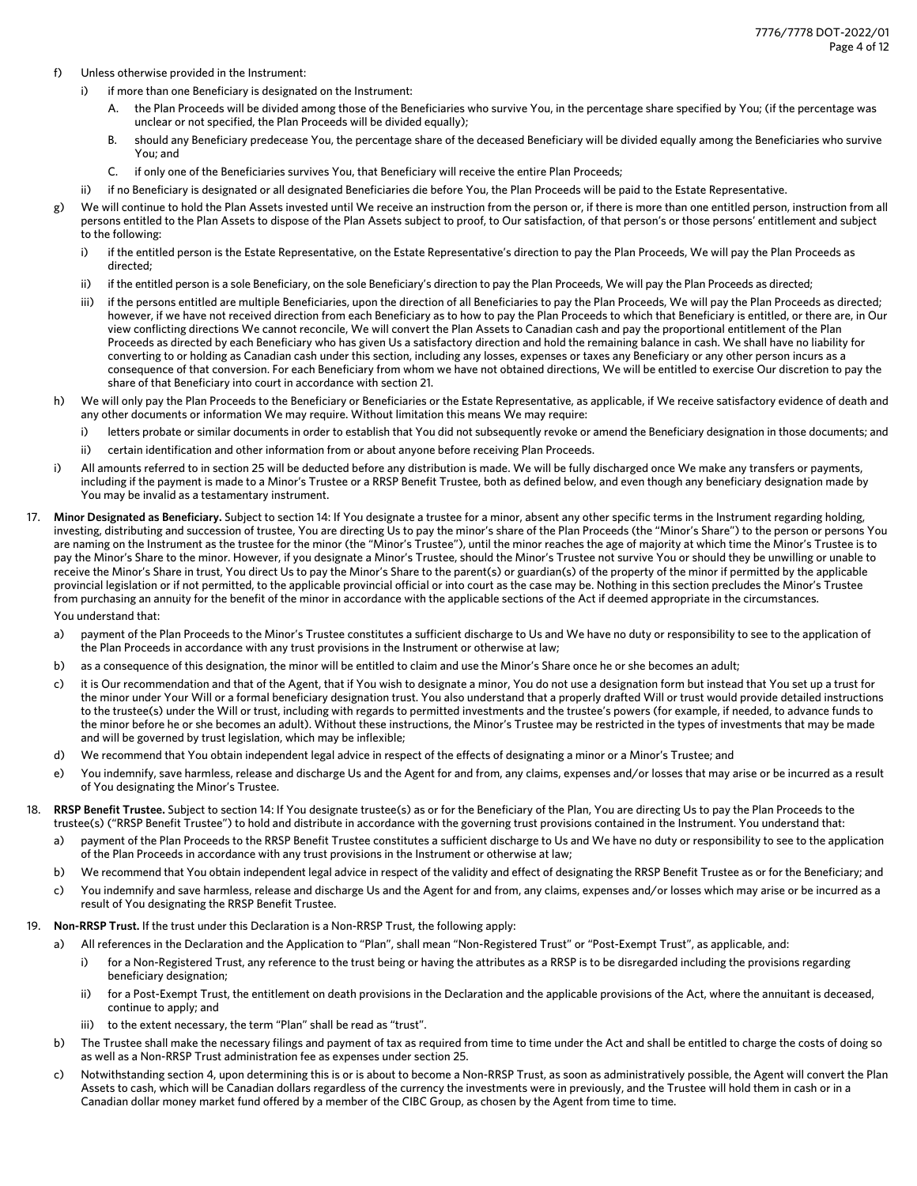f) Unless otherwise provided in the Instrument:

   i) if more than one Beneficiary is designated on the Instrument:

      A. the Plan Proceeds will be divided among those of the Beneficiaries who survive You, in the percentage share specified by You; (if the percentage was unclear or not specified, the Plan Proceeds will be divided equally);

      B. should any Beneficiary predecease You, the percentage share of the deceased Beneficiary will be divided equally among the Beneficiaries who survive You; and

      C. if only one of the Beneficiaries survives You, that Beneficiary will receive the entire Plan Proceeds;

   ii) if no Beneficiary is designated or all designated Beneficiaries die before You, the Plan Proceeds will be paid to the Estate Representative.

g) We will continue to hold the Plan Assets invested until We receive an instruction from the person or, if there is more than one entitled person, instruction from all persons entitled to the Plan Assets to dispose of the Plan Assets subject to proof, to Our satisfaction, of that person's or those persons' entitlement and subject to the following:

   i) if the entitled person is the Estate Representative, on the Estate Representative's direction to pay the Plan Proceeds, We will pay the Plan Proceeds as directed;

   ii) if the entitled person is a sole Beneficiary, on the sole Beneficiary's direction to pay the Plan Proceeds, We will pay the Plan Proceeds as directed;

   iii) if the persons entitled are multiple Beneficiaries, upon the direction of all Beneficiaries to pay the Plan Proceeds, We will pay the Plan Proceeds as directed; however, if we have not received direction from each Beneficiary as to how to pay the Plan Proceeds to which that Beneficiary is entitled, or there are, in Our view conflicting directions We cannot reconcile, We will convert the Plan Assets to Canadian cash and pay the proportional entitlement of the Plan Proceeds as directed by each Beneficiary who has given Us a satisfactory direction and hold the remaining balance in cash. We shall have no liability for converting to or holding as Canadian cash under this section, including any losses, expenses or taxes any Beneficiary or any other person incurs as a consequence of that conversion. For each Beneficiary from whom we have not obtained directions, We will be entitled to exercise Our discretion to pay the share of that Beneficiary into court in accordance with section 21.

h) We will only pay the Plan Proceeds to the Beneficiary or Beneficiaries or the Estate Representative, as applicable, if We receive satisfactory evidence of death and any other documents or information We may require. Without limitation this means We may require:

   i) letters probate or similar documents in order to establish that You did not subsequently revoke or amend the Beneficiary designation in those documents; and

   ii) certain identification and other information from or about anyone before receiving Plan Proceeds.

i) All amounts referred to in section 25 will be deducted before any distribution is made. We will be fully discharged once We make any transfers or payments, including if the payment is made to a Minor's Trustee or a RRSP Benefit Trustee, both as defined below, and even though any beneficiary designation made by You may be invalid as a testamentary instrument.

17. **Minor Designated as Beneficiary.** Subject to section 14: If You designate a trustee for a minor, absent any other specific terms in the Instrument regarding holding, investing, distributing and succession of trustee, You are directing Us to pay the minor's share of the Plan Proceeds (the "Minor's Share") to the person or persons You are naming on the Instrument as the trustee for the minor (the "Minor's Trustee"), until the minor reaches the age of majority at which time the Minor's Trustee is to pay the Minor's Share to the minor. However, if you designate a Minor's Trustee, should the Minor's Trustee not survive You or should they be unwilling or unable to receive the Minor's Share in trust, You direct Us to pay the Minor's Share to the parent(s) or guardian(s) of the property of the minor if permitted by the applicable provincial legislation or if not permitted, to the applicable provincial official or into court as the case may be. Nothing in this section precludes the Minor's Trustee from purchasing an annuity for the benefit of the minor in accordance with the applicable sections of the Act if deemed appropriate in the circumstances.

    You understand that:

    a) payment of the Plan Proceeds to the Minor's Trustee constitutes a sufficient discharge to Us and We have no duty or responsibility to see to the application of the Plan Proceeds in accordance with any trust provisions in the Instrument or otherwise at law;

    b) as a consequence of this designation, the minor will be entitled to claim and use the Minor's Share once he or she becomes an adult;

    c) it is Our recommendation and that of the Agent, that if You wish to designate a minor, You do not use a designation form but instead that You set up a trust for the minor under Your Will or a formal beneficiary designation trust. You also understand that a properly drafted Will or trust would provide detailed instructions to the trustee(s) under the Will or trust, including with regards to permitted investments and the trustee's powers (for example, if needed, to advance funds to the minor before he or she becomes an adult). Without these instructions, the Minor's Trustee may be restricted in the types of investments that may be made and will be governed by trust legislation, which may be inflexible;

    d) We recommend that You obtain independent legal advice in respect of the effects of designating a minor or a Minor's Trustee; and

    e) You indemnify, save harmless, release and discharge Us and the Agent for and from, any claims, expenses and/or losses that may arise or be incurred as a result of You designating the Minor's Trustee.

18. **RRSP Benefit Trustee.** Subject to section 14: If You designate trustee(s) as or for the Beneficiary of the Plan, You are directing Us to pay the Plan Proceeds to the trustee(s) ("RRSP Benefit Trustee") to hold and distribute in accordance with the governing trust provisions contained in the Instrument. You understand that:

    a) payment of the Plan Proceeds to the RRSP Benefit Trustee constitutes a sufficient discharge to Us and We have no duty or responsibility to see to the application of the Plan Proceeds in accordance with any trust provisions in the Instrument or otherwise at law;

    b) We recommend that You obtain independent legal advice in respect of the validity and effect of designating the RRSP Benefit Trustee as or for the Beneficiary; and

    c) You indemnify and save harmless, release and discharge Us and the Agent for and from, any claims, expenses and/or losses which may arise or be incurred as a result of You designating the RRSP Benefit Trustee.

19. **Non-RRSP Trust.** If the trust under this Declaration is a Non-RRSP Trust, the following apply:

    a) All references in the Declaration and the Application to "Plan", shall mean "Non-Registered Trust" or "Post-Exempt Trust", as applicable, and:

       i) for a Non-Registered Trust, any reference to the trust being or having the attributes as a RRSP is to be disregarded including the provisions regarding beneficiary designation;

       ii) for a Post-Exempt Trust, the entitlement on death provisions in the Declaration and the applicable provisions of the Act, where the annuitant is deceased, continue to apply; and

       iii) to the extent necessary, the term "Plan" shall be read as "trust".

    b) The Trustee shall make the necessary filings and payment of tax as required from time to time under the Act and shall be entitled to charge the costs of doing so as well as a Non-RRSP Trust administration fee as expenses under section 25.

    c) Notwithstanding section 4, upon determining this is or is about to become a Non-RRSP Trust, as soon as administratively possible, the Agent will convert the Plan Assets to cash, which will be Canadian dollars regardless of the currency the investments were in previously, and the Trustee will hold them in cash or in a Canadian dollar money market fund offered by a member of the CIBC Group, as chosen by the Agent from time to time.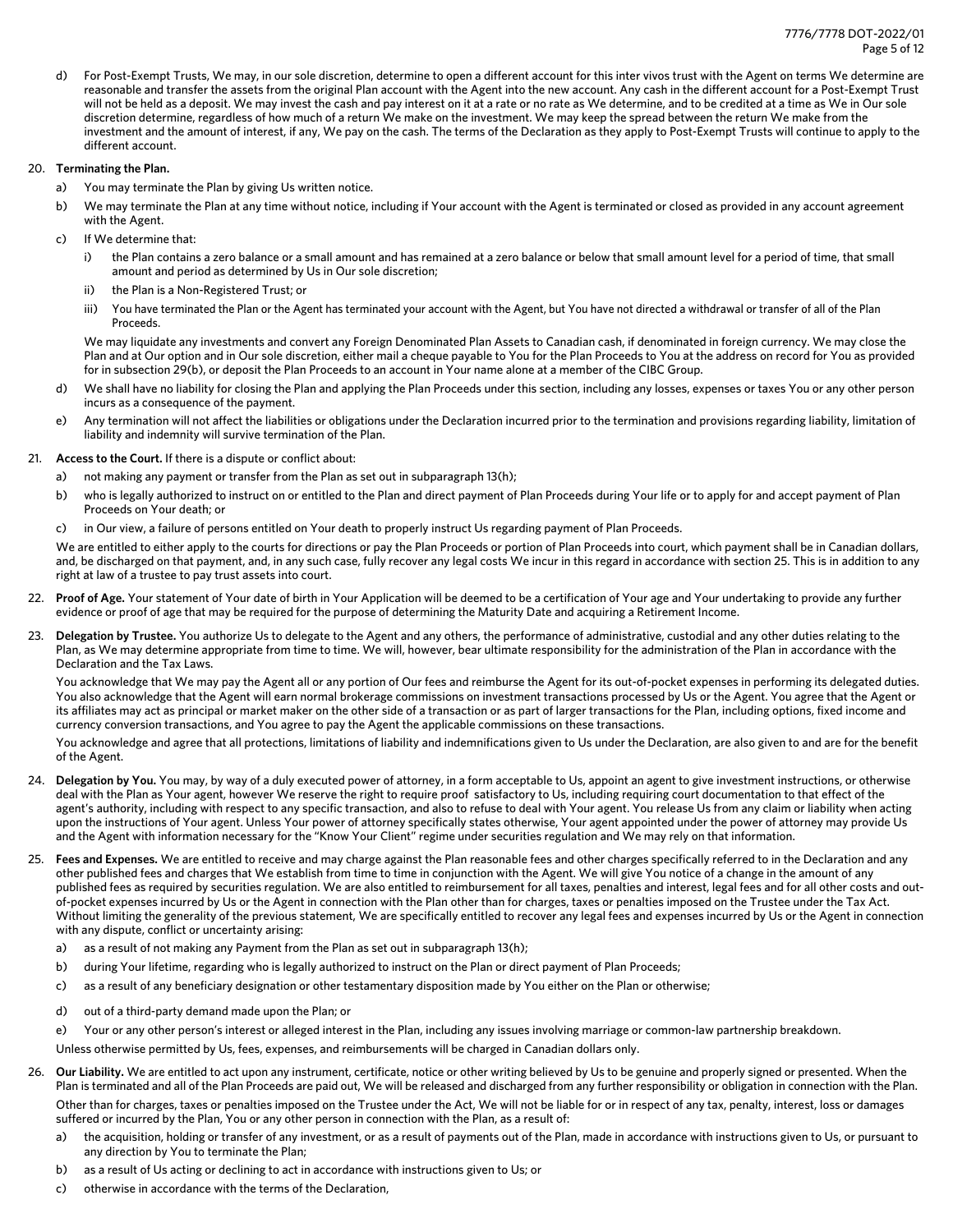d) For Post-Exempt Trusts, We may, in our sole discretion, determine to open a different account for this inter vivos trust with the Agent on terms We determine are reasonable and transfer the assets from the original Plan account with the Agent into the new account. Any cash in the different account for a Post-Exempt Trust will not be held as a deposit. We may invest the cash and pay interest on it at a rate or no rate as We determine, and to be credited at a time as We in Our sole discretion determine, regardless of how much of a return We make on the investment. We may keep the spread between the return We make from the investment and the amount of interest, if any, We pay on the cash. The terms of the Declaration as they apply to Post-Exempt Trusts will continue to apply to the different account.

20. **Terminating the Plan.**

   a) You may terminate the Plan by giving Us written notice.

   b) We may terminate the Plan at any time without notice, including if Your account with the Agent is terminated or closed as provided in any account agreement with the Agent.

   c) If We determine that:

      i) the Plan contains a zero balance or a small amount and has remained at a zero balance or below that small amount level for a period of time, that small amount and period as determined by Us in Our sole discretion;

      ii) the Plan is a Non-Registered Trust; or

      iii) You have terminated the Plan or the Agent has terminated your account with the Agent, but You have not directed a withdrawal or transfer of all of the Plan Proceeds.

   We may liquidate any investments and convert any Foreign Denominated Plan Assets to Canadian cash, if denominated in foreign currency. We may close the Plan and at Our option and in Our sole discretion, either mail a cheque payable to You for the Plan Proceeds to You at the address on record for You as provided for in subsection 29(b), or deposit the Plan Proceeds to an account in Your name alone at a member of the CIBC Group.

   d) We shall have no liability for closing the Plan and applying the Plan Proceeds under this section, including any losses, expenses or taxes You or any other person incurs as a consequence of the payment.

   e) Any termination will not affect the liabilities or obligations under the Declaration incurred prior to the termination and provisions regarding liability, limitation of liability and indemnity will survive termination of the Plan.

21. **Access to the Court.** If there is a dispute or conflict about:

   a) not making any payment or transfer from the Plan as set out in subparagraph 13(h);

   b) who is legally authorized to instruct on or entitled to the Plan and direct payment of Plan Proceeds during Your life or to apply for and accept payment of Plan Proceeds on Your death; or

   c) in Our view, a failure of persons entitled on Your death to properly instruct Us regarding payment of Plan Proceeds.

   We are entitled to either apply to the courts for directions or pay the Plan Proceeds or portion of Plan Proceeds into court, which payment shall be in Canadian dollars, and, be discharged on that payment, and, in any such case, fully recover any legal costs We incur in this regard in accordance with section 25. This is in addition to any right at law of a trustee to pay trust assets into court.

22. **Proof of Age.** Your statement of Your date of birth in Your Application will be deemed to be a certification of Your age and Your undertaking to provide any further evidence or proof of age that may be required for the purpose of determining the Maturity Date and acquiring a Retirement Income.

23. **Delegation by Trustee.** You authorize Us to delegate to the Agent and any others, the performance of administrative, custodial and any other duties relating to the Plan, as We may determine appropriate from time to time. We will, however, bear ultimate responsibility for the administration of the Plan in accordance with the Declaration and the Tax Laws.

   You acknowledge that We may pay the Agent all or any portion of Our fees and reimburse the Agent for its out-of-pocket expenses in performing its delegated duties. You also acknowledge that the Agent will earn normal brokerage commissions on investment transactions processed by Us or the Agent. You agree that the Agent or its affiliates may act as principal or market maker on the other side of a transaction or as part of larger transactions for the Plan, including options, fixed income and currency conversion transactions, and You agree to pay the Agent the applicable commissions on these transactions.

   You acknowledge and agree that all protections, limitations of liability and indemnifications given to Us under the Declaration, are also given to and are for the benefit of the Agent.

24. **Delegation by You.** You may, by way of a duly executed power of attorney, in a form acceptable to Us, appoint an agent to give investment instructions, or otherwise deal with the Plan as Your agent, however We reserve the right to require proof satisfactory to Us, including requiring court documentation to that effect of the agent's authority, including with respect to any specific transaction, and also to refuse to deal with Your agent. You release Us from any claim or liability when acting upon the instructions of Your agent. Unless Your power of attorney specifically states otherwise, Your agent appointed under the power of attorney may provide Us and the Agent with information necessary for the "Know Your Client" regime under securities regulation and We may rely on that information.

25. **Fees and Expenses.** We are entitled to receive and may charge against the Plan reasonable fees and other charges specifically referred to in the Declaration and any other published fees and charges that We establish from time to time in conjunction with the Agent. We will give You notice of a change in the amount of any published fees as required by securities regulation. We are also entitled to reimbursement for all taxes, penalties and interest, legal fees and for all other costs and out-of-pocket expenses incurred by Us or the Agent in connection with the Plan other than for charges, taxes or penalties imposed on the Trustee under the Tax Act. Without limiting the generality of the previous statement, We are specifically entitled to recover any legal fees and expenses incurred by Us or the Agent in connection with any dispute, conflict or uncertainty arising:

   a) as a result of not making any Payment from the Plan as set out in subparagraph 13(h);

   b) during Your lifetime, regarding who is legally authorized to instruct on the Plan or direct payment of Plan Proceeds;

   c) as a result of any beneficiary designation or other testamentary disposition made by You either on the Plan or otherwise;

   d) out of a third-party demand made upon the Plan; or

   e) Your or any other person's interest or alleged interest in the Plan, including any issues involving marriage or common-law partnership breakdown.

   Unless otherwise permitted by Us, fees, expenses, and reimbursements will be charged in Canadian dollars only.

26. **Our Liability.** We are entitled to act upon any instrument, certificate, notice or other writing believed by Us to be genuine and properly signed or presented. When the Plan is terminated and all of the Plan Proceeds are paid out, We will be released and discharged from any further responsibility or obligation in connection with the Plan.

   Other than for charges, taxes or penalties imposed on the Trustee under the Act, We will not be liable for or in respect of any tax, penalty, interest, loss or damages suffered or incurred by the Plan, You or any other person in connection with the Plan, as a result of:

   a) the acquisition, holding or transfer of any investment, or as a result of payments out of the Plan, made in accordance with instructions given to Us, or pursuant to any direction by You to terminate the Plan;

   b) as a result of Us acting or declining to act in accordance with instructions given to Us; or

   c) otherwise in accordance with the terms of the Declaration,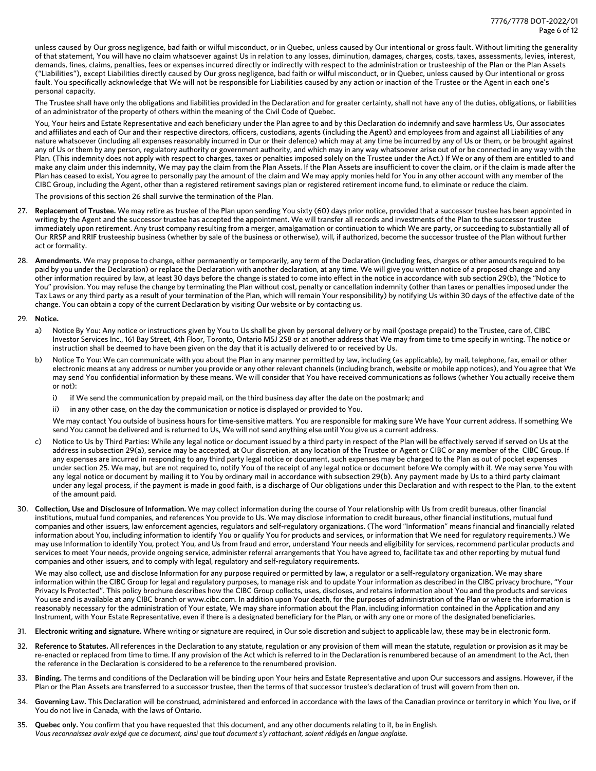unless caused by Our gross negligence, bad faith or wilful misconduct, or in Quebec, unless caused by Our intentional or gross fault. Without limiting the generality of that statement, You will have no claim whatsoever against Us in relation to any losses, diminution, damages, charges, costs, taxes, assessments, levies, interest, demands, fines, claims, penalties, fees or expenses incurred directly or indirectly with respect to the administration or trusteeship of the Plan or the Plan Assets ("Liabilities"), except Liabilities directly caused by Our gross negligence, bad faith or wilful misconduct, or in Quebec, unless caused by Our intentional or gross fault. You specifically acknowledge that We will not be responsible for Liabilities caused by any action or inaction of the Trustee or the Agent in each one's personal capacity.

The Trustee shall have only the obligations and liabilities provided in the Declaration and for greater certainty, shall not have any of the duties, obligations, or liabilities of an administrator of the property of others within the meaning of the Civil Code of Quebec.

You, Your heirs and Estate Representative and each beneficiary under the Plan agree to and by this Declaration do indemnify and save harmless Us, Our associates and affiliates and each of Our and their respective directors, officers, custodians, agents (including the Agent) and employees from and against all Liabilities of any nature whatsoever (including all expenses reasonably incurred in Our or their defence) which may at any time be incurred by any of Us or them, or be brought against any of Us or them by any person, regulatory authority or government authority, and which may in any way whatsoever arise out of or be connected in any way with the Plan. (This indemnity does not apply with respect to charges, taxes or penalties imposed solely on the Trustee under the Act.) If We or any of them are entitled to and make any claim under this indemnity, We may pay the claim from the Plan Assets. If the Plan Assets are insufficient to cover the claim, or if the claim is made after the Plan has ceased to exist, You agree to personally pay the amount of the claim and We may apply monies held for You in any other account with any member of the CIBC Group, including the Agent, other than a registered retirement savings plan or registered retirement income fund, to eliminate or reduce the claim.

The provisions of this section 26 shall survive the termination of the Plan.

27. **Replacement of Trustee.** We may retire as trustee of the Plan upon sending You sixty (60) days prior notice, provided that a successor trustee has been appointed in writing by the Agent and the successor trustee has accepted the appointment. We will transfer all records and investments of the Plan to the successor trustee immediately upon retirement. Any trust company resulting from a merger, amalgamation or continuation to which We are party, or succeeding to substantially all of Our RRSP and RRIF trusteeship business (whether by sale of the business or otherwise), will, if authorized, become the successor trustee of the Plan without further act or formality.

28. **Amendments.** We may propose to change, either permanently or temporarily, any term of the Declaration (including fees, charges or other amounts required to be paid by you under the Declaration) or replace the Declaration with another declaration, at any time. We will give you written notice of a proposed change and any other information required by law, at least 30 days before the change is stated to come into effect in the notice in accordance with sub section 29(b), the "Notice to You" provision. You may refuse the change by terminating the Plan without cost, penalty or cancellation indemnity (other than taxes or penalties imposed under the Tax Laws or any third party as a result of your termination of the Plan, which will remain Your responsibility) by notifying Us within 30 days of the effective date of the change. You can obtain a copy of the current Declaration by visiting Our website or by contacting us.

29. **Notice.**

    a) Notice By You: Any notice or instructions given by You to Us shall be given by personal delivery or by mail (postage prepaid) to the Trustee, care of, CIBC Investor Services Inc., 161 Bay Street, 4th Floor, Toronto, Ontario M5J 2S8 or at another address that We may from time to time specify in writing. The notice or instruction shall be deemed to have been given on the day that it is actually delivered to or received by Us.

    b) Notice To You: We can communicate with you about the Plan in any manner permitted by law, including (as applicable), by mail, telephone, fax, email or other electronic means at any address or number you provide or any other relevant channels (including branch, website or mobile app notices), and You agree that We may send You confidential information by these means. We will consider that You have received communications as follows (whether You actually receive them or not):

        i) if We send the communication by prepaid mail, on the third business day after the date on the postmark; and

        ii) in any other case, on the day the communication or notice is displayed or provided to You.

        We may contact You outside of business hours for time-sensitive matters. You are responsible for making sure We have Your current address. If something We send You cannot be delivered and is returned to Us, We will not send anything else until You give us a current address.

    c) Notice to Us by Third Parties: While any legal notice or document issued by a third party in respect of the Plan will be effectively served if served on Us at the address in subsection 29(a), service may be accepted, at Our discretion, at any location of the Trustee or Agent or CIBC or any member of the CIBC Group. If any expenses are incurred in responding to any third party legal notice or document, such expenses may be charged to the Plan as out of pocket expenses under section 25. We may, but are not required to, notify You of the receipt of any legal notice or document before We comply with it. We may serve You with any legal notice or document by mailing it to You by ordinary mail in accordance with subsection 29(b). Any payment made by Us to a third party claimant under any legal process, if the payment is made in good faith, is a discharge of Our obligations under this Declaration and with respect to the Plan, to the extent of the amount paid.

30. **Collection, Use and Disclosure of Information.** We may collect information during the course of Your relationship with Us from credit bureaus, other financial institutions, mutual fund companies, and references You provide to Us. We may disclose information to credit bureaus, other financial institutions, mutual fund companies and other issuers, law enforcement agencies, regulators and self-regulatory organizations. (The word "Information" means financial and financially related information about You, including information to identify You or qualify You for products and services, or information that We need for regulatory requirements.) We may use Information to identify You, protect You, and Us from fraud and error, understand Your needs and eligibility for services, recommend particular products and services to meet Your needs, provide ongoing service, administer referral arrangements that You have agreed to, facilitate tax and other reporting by mutual fund companies and other issuers, and to comply with legal, regulatory and self-regulatory requirements.

    We may also collect, use and disclose Information for any purpose required or permitted by law, a regulator or a self-regulatory organization. We may share information within the CIBC Group for legal and regulatory purposes, to manage risk and to update Your information as described in the CIBC privacy brochure, "Your Privacy Is Protected". This policy brochure describes how the CIBC Group collects, uses, discloses, and retains information about You and the products and services You use and is available at any CIBC branch or www.cibc.com. In addition upon Your death, for the purposes of administration of the Plan or where the information is reasonably necessary for the administration of Your estate, We may share information about the Plan, including information contained in the Application and any Instrument, with Your Estate Representative, even if there is a designated beneficiary for the Plan, or with any one or more of the designated beneficiaries.

31. **Electronic writing and signature.** Where writing or signature are required, in Our sole discretion and subject to applicable law, these may be in electronic form.

32. **Reference to Statutes.** All references in the Declaration to any statute, regulation or any provision of them will mean the statute, regulation or provision as it may be re-enacted or replaced from time to time. If any provision of the Act which is referred to in the Declaration is renumbered because of an amendment to the Act, then the reference in the Declaration is considered to be a reference to the renumbered provision.

33. **Binding.** The terms and conditions of the Declaration will be binding upon Your heirs and Estate Representative and upon Our successors and assigns. However, if the Plan or the Plan Assets are transferred to a successor trustee, then the terms of that successor trustee's declaration of trust will govern from then on.

34. **Governing Law.** This Declaration will be construed, administered and enforced in accordance with the laws of the Canadian province or territory in which You live, or if You do not live in Canada, with the laws of Ontario.

35. **Quebec only.** You confirm that you have requested that this document, and any other documents relating to it, be in English.
    *Vous reconnaissez avoir exigé que ce document, ainsi que tout document s'y rattachant, soient rédigés en langue anglaise.*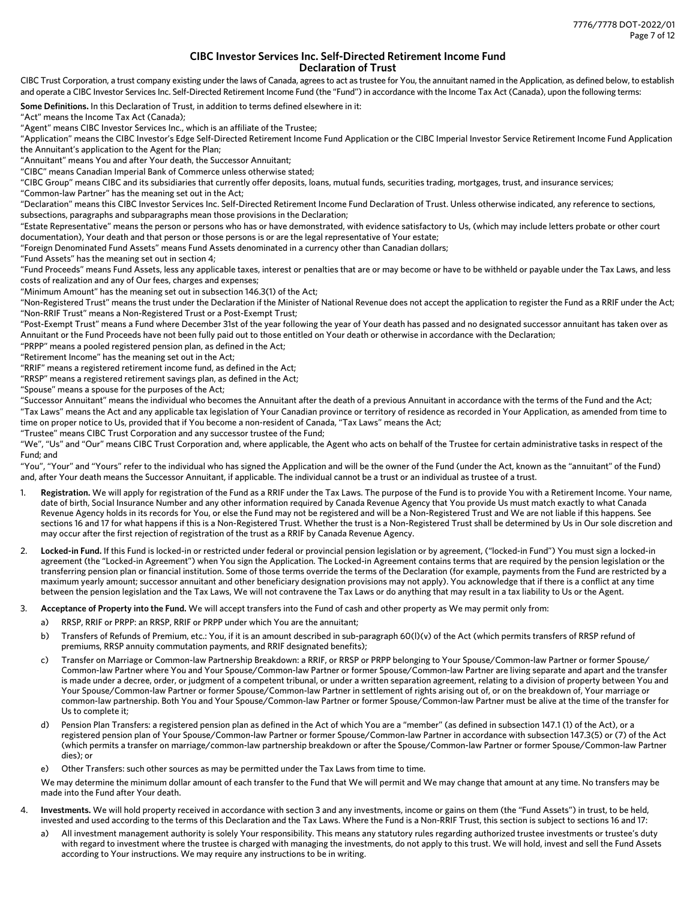## CIBC Investor Services Inc. Self-Directed Retirement Income Fund
## Declaration of Trust

CIBC Trust Corporation, a trust company existing under the laws of Canada, agrees to act as trustee for You, the annuitant named in the Application, as defined below, to establish and operate a CIBC Investor Services Inc. Self-Directed Retirement Income Fund (the "Fund") in accordance with the Income Tax Act (Canada), upon the following terms:

**Some Definitions.** In this Declaration of Trust, in addition to terms defined elsewhere in it:

"Act" means the Income Tax Act (Canada);

"Agent" means CIBC Investor Services Inc., which is an affiliate of the Trustee;

"Application" means the CIBC Investor's Edge Self-Directed Retirement Income Fund Application or the CIBC Imperial Investor Service Retirement Income Fund Application the Annuitant's application to the Agent for the Plan;

"Annuitant" means You and after Your death, the Successor Annuitant;

"CIBC" means Canadian Imperial Bank of Commerce unless otherwise stated;

"CIBC Group" means CIBC and its subsidiaries that currently offer deposits, loans, mutual funds, securities trading, mortgages, trust, and insurance services;

"Common-law Partner" has the meaning set out in the Act;

"Declaration" means this CIBC Investor Services Inc. Self-Directed Retirement Income Fund Declaration of Trust. Unless otherwise indicated, any reference to sections, subsections, paragraphs and subparagraphs mean those provisions in the Declaration;

"Estate Representative" means the person or persons who has or have demonstrated, with evidence satisfactory to Us, (which may include letters probate or other court documentation), Your death and that person or those persons is or are the legal representative of Your estate;

"Foreign Denominated Fund Assets" means Fund Assets denominated in a currency other than Canadian dollars;

"Fund Assets" has the meaning set out in section 4;

"Fund Proceeds" means Fund Assets, less any applicable taxes, interest or penalties that are or may become or have to be withheld or payable under the Tax Laws, and less costs of realization and any of Our fees, charges and expenses;

"Minimum Amount" has the meaning set out in subsection 146.3(1) of the Act;

"Non-Registered Trust" means the trust under the Declaration if the Minister of National Revenue does not accept the application to register the Fund as a RRIF under the Act;

"Non-RRIF Trust" means a Non-Registered Trust or a Post-Exempt Trust;

"Post-Exempt Trust" means a Fund where December 31st of the year following the year of Your death has passed and no designated successor annuitant has taken over as Annuitant or the Fund Proceeds have not been fully paid out to those entitled on Your death or otherwise in accordance with the Declaration;

"PRPP" means a pooled registered pension plan, as defined in the Act;

"Retirement Income" has the meaning set out in the Act;

"RRIF" means a registered retirement income fund, as defined in the Act;

"RRSP" means a registered retirement savings plan, as defined in the Act;

"Spouse" means a spouse for the purposes of the Act;

"Successor Annuitant" means the individual who becomes the Annuitant after the death of a previous Annuitant in accordance with the terms of the Fund and the Act;

"Tax Laws" means the Act and any applicable tax legislation of Your Canadian province or territory of residence as recorded in Your Application, as amended from time to time on proper notice to Us, provided that if You become a non-resident of Canada, "Tax Laws" means the Act;

"Trustee" means CIBC Trust Corporation and any successor trustee of the Fund;

"We", "Us" and "Our" means CIBC Trust Corporation and, where applicable, the Agent who acts on behalf of the Trustee for certain administrative tasks in respect of the Fund; and

"You", "Your" and "Yours" refer to the individual who has signed the Application and will be the owner of the Fund (under the Act, known as the "annuitant" of the Fund) and, after Your death means the Successor Annuitant, if applicable. The individual cannot be a trust or an individual as trustee of a trust.

1. **Registration.** We will apply for registration of the Fund as a RRIF under the Tax Laws. The purpose of the Fund is to provide You with a Retirement Income. Your name, date of birth, Social Insurance Number and any other information required by Canada Revenue Agency that You provide Us must match exactly to what Canada Revenue Agency holds in its records for You, or else the Fund may not be registered and will be a Non-Registered Trust and We are not liable if this happens. See sections 16 and 17 for what happens if this is a Non-Registered Trust. Whether the trust is a Non-Registered Trust shall be determined by Us in Our sole discretion and may occur after the first rejection of registration of the trust as a RRIF by Canada Revenue Agency.

2. **Locked-in Fund.** If this Fund is locked-in or restricted under federal or provincial pension legislation or by agreement, ("locked-in Fund") You must sign a locked-in agreement (the "Locked-in Agreement") when You sign the Application. The Locked-in Agreement contains terms that are required by the pension legislation or the transferring pension plan or financial institution. Some of those terms override the terms of the Declaration (for example, payments from the Fund are restricted by a maximum yearly amount; successor annuitant and other beneficiary designation provisions may not apply). You acknowledge that if there is a conflict at any time between the pension legislation and the Tax Laws, We will not contravene the Tax Laws or do anything that may result in a tax liability to Us or the Agent.

3. **Acceptance of Property into the Fund.** We will accept transfers into the Fund of cash and other property as We may permit only from:

   a) RRSP, RRIF or PRPP: an RRSP, RRIF or PRPP under which You are the annuitant;

   b) Transfers of Refunds of Premium, etc.: You, if it is an amount described in sub-paragraph 60(l)(v) of the Act (which permits transfers of RRSP refund of premiums, RRSP annuity commutation payments, and RRIF designated benefits);

   c) Transfer on Marriage or Common-law Partnership Breakdown: a RRIF, or RRSP or PRPP belonging to Your Spouse/Common-law Partner or former Spouse/Common-law Partner where You and Your Spouse/Common-law Partner or former Spouse/Common-law Partner are living separate and apart and the transfer is made under a decree, order, or judgment of a competent tribunal, or under a written separation agreement, relating to a division of property between You and Your Spouse/Common-law Partner or former Spouse/Common-law Partner in settlement of rights arising out of, or on the breakdown of, Your marriage or common-law partnership. Both You and Your Spouse/Common-law Partner or former Spouse/Common-law Partner must be alive at the time of the transfer for Us to complete it;

   d) Pension Plan Transfers: a registered pension plan as defined in the Act of which You are a "member" (as defined in subsection 147.1 (1) of the Act), or a registered pension plan of Your Spouse/Common-law Partner or former Spouse/Common-law Partner in accordance with subsection 147.3(5) or (7) of the Act (which permits a transfer on marriage/common-law partnership breakdown or after the Spouse/Common-law Partner or former Spouse/Common-law Partner dies); or

   e) Other Transfers: such other sources as may be permitted under the Tax Laws from time to time.

   We may determine the minimum dollar amount of each transfer to the Fund that We will permit and We may change that amount at any time. No transfers may be made into the Fund after Your death.

4. **Investments.** We will hold property received in accordance with section 3 and any investments, income or gains on them (the "Fund Assets") in trust, to be held, invested and used according to the terms of this Declaration and the Tax Laws. Where the Fund is a Non-RRIF Trust, this section is subject to sections 16 and 17:

   a) All investment management authority is solely Your responsibility. This means any statutory rules regarding authorized trustee investments or trustee's duty with regard to investment where the trustee is charged with managing the investments, do not apply to this trust. We will hold, invest and sell the Fund Assets according to Your instructions. We may require any instructions to be in writing.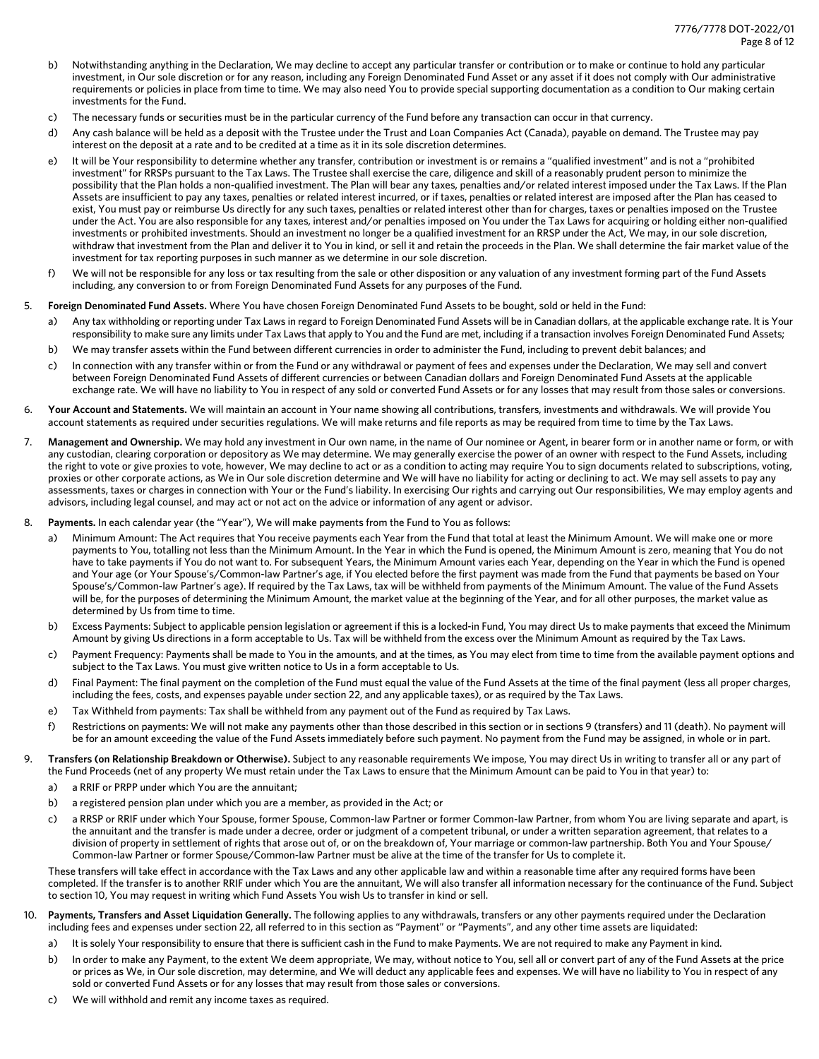b) Notwithstanding anything in the Declaration, We may decline to accept any particular transfer or contribution or to make or continue to hold any particular investment, in Our sole discretion or for any reason, including any Foreign Denominated Fund Asset or any asset if it does not comply with Our administrative requirements or policies in place from time to time. We may also need You to provide special supporting documentation as a condition to Our making certain investments for the Fund.

c) The necessary funds or securities must be in the particular currency of the Fund before any transaction can occur in that currency.

d) Any cash balance will be held as a deposit with the Trustee under the Trust and Loan Companies Act (Canada), payable on demand. The Trustee may pay interest on the deposit at a rate and to be credited at a time as it in its sole discretion determines.

e) It will be Your responsibility to determine whether any transfer, contribution or investment is or remains a "qualified investment" and is not a "prohibited investment" for RRSPs pursuant to the Tax Laws. The Trustee shall exercise the care, diligence and skill of a reasonably prudent person to minimize the possibility that the Plan holds a non-qualified investment. The Plan will bear any taxes, penalties and/or related interest imposed under the Tax Laws. If the Plan Assets are insufficient to pay any taxes, penalties or related interest incurred, or if taxes, penalties or related interest are imposed after the Plan has ceased to exist, You must pay or reimburse Us directly for any such taxes, penalties or related interest other than for charges, taxes or penalties imposed on the Trustee under the Act. You are also responsible for any taxes, interest and/or penalties imposed on You under the Tax Laws for acquiring or holding either non-qualified investments or prohibited investments. Should an investment no longer be a qualified investment for an RRSP under the Act, We may, in our sole discretion, withdraw that investment from the Plan and deliver it to You in kind, or sell it and retain the proceeds in the Plan. We shall determine the fair market value of the investment for tax reporting purposes in such manner as we determine in our sole discretion.

f) We will not be responsible for any loss or tax resulting from the sale or other disposition or any valuation of any investment forming part of the Fund Assets including, any conversion to or from Foreign Denominated Fund Assets for any purposes of the Fund.

5. **Foreign Denominated Fund Assets.** Where You have chosen Foreign Denominated Fund Assets to be bought, sold or held in the Fund:

   a) Any tax withholding or reporting under Tax Laws in regard to Foreign Denominated Fund Assets will be in Canadian dollars, at the applicable exchange rate. It is Your responsibility to make sure any limits under Tax Laws that apply to You and the Fund are met, including if a transaction involves Foreign Denominated Fund Assets;

   b) We may transfer assets within the Fund between different currencies in order to administer the Fund, including to prevent debit balances; and

   c) In connection with any transfer within or from the Fund or any withdrawal or payment of fees and expenses under the Declaration, We may sell and convert between Foreign Denominated Fund Assets of different currencies or between Canadian dollars and Foreign Denominated Fund Assets at the applicable exchange rate. We will have no liability to You in respect of any sold or converted Fund Assets or for any losses that may result from those sales or conversions.

6. **Your Account and Statements.** We will maintain an account in Your name showing all contributions, transfers, investments and withdrawals. We will provide You account statements as required under securities regulations. We will make returns and file reports as may be required from time to time by the Tax Laws.

7. **Management and Ownership.** We may hold any investment in Our own name, in the name of Our nominee or Agent, in bearer form or in another name or form, or with any custodian, clearing corporation or depository as We may determine. We may generally exercise the power of an owner with respect to the Fund Assets, including the right to vote or give proxies to vote, however, We may decline to act or as a condition to acting may require You to sign documents related to subscriptions, voting, proxies or other corporate actions, as We in Our sole discretion determine and We will have no liability for acting or declining to act. We may sell assets to pay any assessments, taxes or charges in connection with Your or the Fund's liability. In exercising Our rights and carrying out Our responsibilities, We may employ agents and advisors, including legal counsel, and may act or not act on the advice or information of any agent or advisor.

8. **Payments.** In each calendar year (the "Year"), We will make payments from the Fund to You as follows:

   a) Minimum Amount: The Act requires that You receive payments each Year from the Fund that total at least the Minimum Amount. We will make one or more payments to You, totalling not less than the Minimum Amount. In the Year in which the Fund is opened, the Minimum Amount is zero, meaning that You do not have to take payments if You do not want to. For subsequent Years, the Minimum Amount varies each Year, depending on the Year in which the Fund is opened and Your age (or Your Spouse's/Common-law Partner's age, if You elected before the first payment was made from the Fund that payments be based on Your Spouse's/Common-law Partner's age). If required by the Tax Laws, tax will be withheld from payments of the Minimum Amount. The value of the Fund Assets will be, for the purposes of determining the Minimum Amount, the market value at the beginning of the Year, and for all other purposes, the market value as determined by Us from time to time.

   b) Excess Payments: Subject to applicable pension legislation or agreement if this is a locked-in Fund, You may direct Us to make payments that exceed the Minimum Amount by giving Us directions in a form acceptable to Us. Tax will be withheld from the excess over the Minimum Amount as required by the Tax Laws.

   c) Payment Frequency: Payments shall be made to You in the amounts, and at the times, as You may elect from time to time from the available payment options and subject to the Tax Laws. You must give written notice to Us in a form acceptable to Us.

   d) Final Payment: The final payment on the completion of the Fund must equal the value of the Fund Assets at the time of the final payment (less all proper charges, including the fees, costs, and expenses payable under section 22, and any applicable taxes), or as required by the Tax Laws.

   e) Tax Withheld from payments: Tax shall be withheld from any payment out of the Fund as required by Tax Laws.

   f) Restrictions on payments: We will not make any payments other than those described in this section or in sections 9 (transfers) and 11 (death). No payment will be for an amount exceeding the value of the Fund Assets immediately before such payment. No payment from the Fund may be assigned, in whole or in part.

9. **Transfers (on Relationship Breakdown or Otherwise).** Subject to any reasonable requirements We impose, You may direct Us in writing to transfer all or any part of the Fund Proceeds (net of any property We must retain under the Tax Laws to ensure that the Minimum Amount can be paid to You in that year) to:

   a) a RRIF or PRPP under which You are the annuitant;

   b) a registered pension plan under which you are a member, as provided in the Act; or

   c) a RRSP or RRIF under which Your Spouse, former Spouse, Common-law Partner or former Common-law Partner, from whom You are living separate and apart, is the annuitant and the transfer is made under a decree, order or judgment of a competent tribunal, or under a written separation agreement, that relates to a division of property in settlement of rights that arose out of, or on the breakdown of, Your marriage or common-law partnership. Both You and Your Spouse/Common-law Partner or former Spouse/Common-law Partner must be alive at the time of the transfer for Us to complete it.

   These transfers will take effect in accordance with the Tax Laws and any other applicable law and within a reasonable time after any required forms have been completed. If the transfer is to another RRIF under which You are the annuitant, We will also transfer all information necessary for the continuance of the Fund. Subject to section 10, You may request in writing which Fund Assets You wish Us to transfer in kind or sell.

10. **Payments, Transfers and Asset Liquidation Generally.** The following applies to any withdrawals, transfers or any other payments required under the Declaration including fees and expenses under section 22, all referred to in this section as "Payment" or "Payments", and any other time assets are liquidated:

    a) It is solely Your responsibility to ensure that there is sufficient cash in the Fund to make Payments. We are not required to make any Payment in kind.

    b) In order to make any Payment, to the extent We deem appropriate, We may, without notice to You, sell all or convert part of any of the Fund Assets at the price or prices as We, in Our sole discretion, may determine, and We will deduct any applicable fees and expenses. We will have no liability to You in respect of any sold or converted Fund Assets or for any losses that may result from those sales or conversions.

    c) We will withhold and remit any income taxes as required.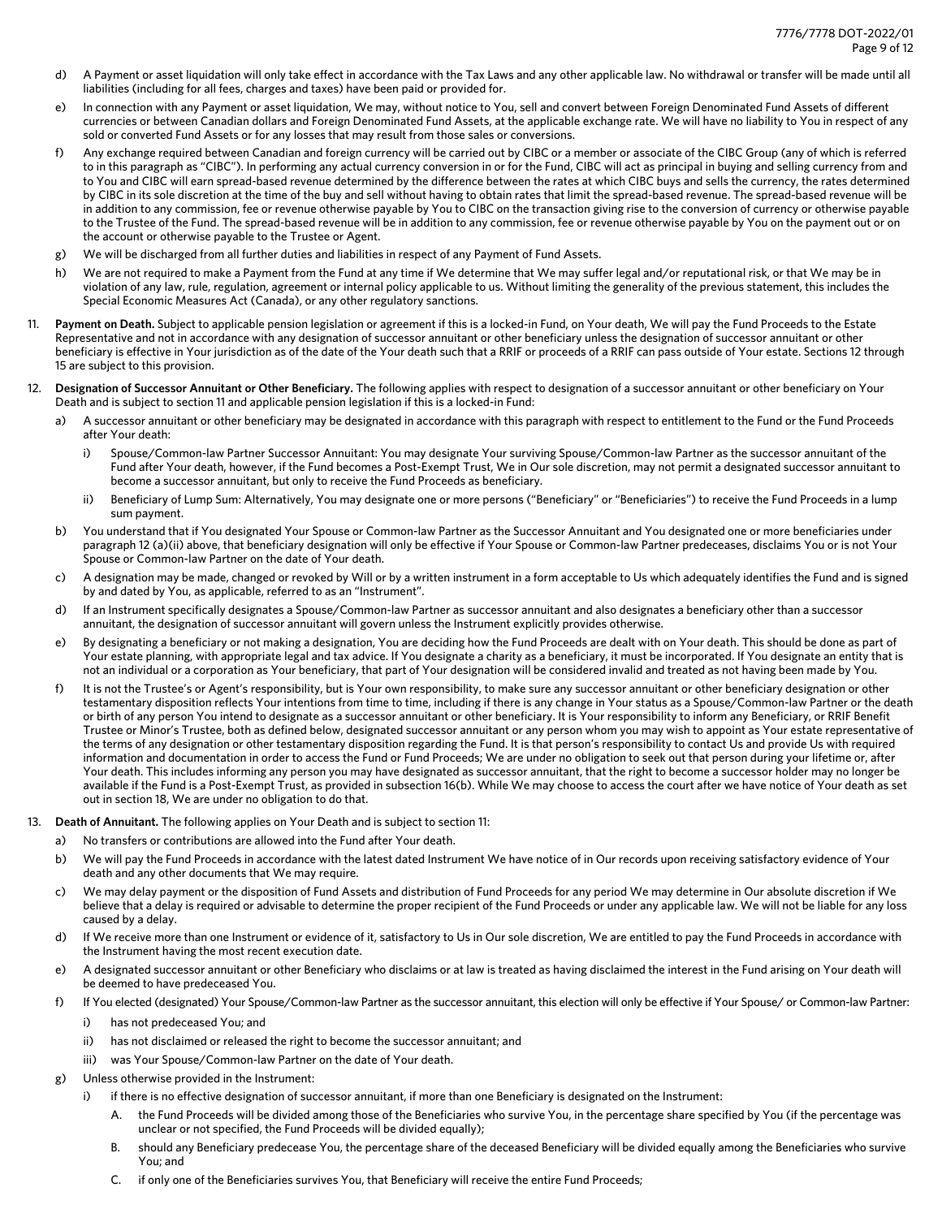d) A Payment or asset liquidation will only take effect in accordance with the Tax Laws and any other applicable law. No withdrawal or transfer will be made until all liabilities (including for all fees, charges and taxes) have been paid or provided for.

e) In connection with any Payment or asset liquidation, We may, without notice to You, sell and convert between Foreign Denominated Fund Assets of different currencies or between Canadian dollars and Foreign Denominated Fund Assets, at the applicable exchange rate. We will have no liability to You in respect of any sold or converted Fund Assets or for any losses that may result from those sales or conversions.

f) Any exchange required between Canadian and foreign currency will be carried out by CIBC or a member or associate of the CIBC Group (any of which is referred to in this paragraph as "CIBC"). In performing any actual currency conversion in or for the Fund, CIBC will act as principal in buying and selling currency from and to You and CIBC will earn spread-based revenue determined by the difference between the rates at which CIBC buys and sells the currency, the rates determined by CIBC in its sole discretion at the time of the buy and sell without having to obtain rates that limit the spread-based revenue. The spread-based revenue will be in addition to any commission, fee or revenue otherwise payable by You to CIBC on the transaction giving rise to the conversion of currency or otherwise payable to the Trustee of the Fund. The spread-based revenue will be in addition to any commission, fee or revenue otherwise payable by You on the payment out or on the account or otherwise payable to the Trustee or Agent.

g) We will be discharged from all further duties and liabilities in respect of any Payment of Fund Assets.

h) We are not required to make a Payment from the Fund at any time if We determine that We may suffer legal and/or reputational risk, or that We may be in violation of any law, rule, regulation, agreement or internal policy applicable to us. Without limiting the generality of the previous statement, this includes the Special Economic Measures Act (Canada), or any other regulatory sanctions.

11. **Payment on Death.** Subject to applicable pension legislation or agreement if this is a locked-in Fund, on Your death, We will pay the Fund Proceeds to the Estate Representative and not in accordance with any designation of successor annuitant or other beneficiary unless the designation of successor annuitant or other beneficiary is effective in Your jurisdiction as of the date of the Your death such that a RRIF or proceeds of a RRIF can pass outside of Your estate. Sections 12 through 15 are subject to this provision.

12. **Designation of Successor Annuitant or Other Beneficiary.** The following applies with respect to designation of a successor annuitant or other beneficiary on Your Death and is subject to section 11 and applicable pension legislation if this is a locked-in Fund:

    a) A successor annuitant or other beneficiary may be designated in accordance with this paragraph with respect to entitlement to the Fund or the Fund Proceeds after Your death:

       i) Spouse/Common-law Partner Successor Annuitant: You may designate Your surviving Spouse/Common-law Partner as the successor annuitant of the Fund after Your death, however, if the Fund becomes a Post-Exempt Trust, We in Our sole discretion, may not permit a designated successor annuitant to become a successor annuitant, but only to receive the Fund Proceeds as beneficiary.

       ii) Beneficiary of Lump Sum: Alternatively, You may designate one or more persons ("Beneficiary" or "Beneficiaries") to receive the Fund Proceeds in a lump sum payment.

    b) You understand that if You designated Your Spouse or Common-law Partner as the Successor Annuitant and You designated one or more beneficiaries under paragraph 12 (a)(ii) above, that beneficiary designation will only be effective if Your Spouse or Common-law Partner predeceases, disclaims You or is not Your Spouse or Common-law Partner on the date of Your death.

    c) A designation may be made, changed or revoked by Will or by a written instrument in a form acceptable to Us which adequately identifies the Fund and is signed by and dated by You, as applicable, referred to as an "Instrument".

    d) If an Instrument specifically designates a Spouse/Common-law Partner as successor annuitant and also designates a beneficiary other than a successor annuitant, the designation of successor annuitant will govern unless the Instrument explicitly provides otherwise.

    e) By designating a beneficiary or not making a designation, You are deciding how the Fund Proceeds are dealt with on Your death. This should be done as part of Your estate planning, with appropriate legal and tax advice. If You designate a charity as a beneficiary, it must be incorporated. If You designate an entity that is not an individual or a corporation as Your beneficiary, that part of Your designation will be considered invalid and treated as not having been made by You.

    f) It is not the Trustee's or Agent's responsibility, but is Your own responsibility, to make sure any successor annuitant or other beneficiary designation or other testamentary disposition reflects Your intentions from time to time, including if there is any change in Your status as a Spouse/Common-law Partner or the death or birth of any person You intend to designate as a successor annuitant or other beneficiary. It is Your responsibility to inform any Beneficiary, or RRIF Benefit Trustee or Minor's Trustee, both as defined below, designated successor annuitant or any person whom you may wish to appoint as Your estate representative of the terms of any designation or other testamentary disposition regarding the Fund. It is that person's responsibility to contact Us and provide Us with required information and documentation in order to access the Fund or Fund Proceeds; We are under no obligation to seek out that person during your lifetime or, after Your death. This includes informing any person you may have designated as successor annuitant, that the right to become a successor holder may no longer be available if the Fund is a Post-Exempt Trust, as provided in subsection 16(b). While We may choose to access the court after we have notice of Your death as set out in section 18, We are under no obligation to do that.

13. **Death of Annuitant.** The following applies on Your Death and is subject to section 11:

    a) No transfers or contributions are allowed into the Fund after Your death.

    b) We will pay the Fund Proceeds in accordance with the latest dated Instrument We have notice of in Our records upon receiving satisfactory evidence of Your death and any other documents that We may require.

    c) We may delay payment or the disposition of Fund Assets and distribution of Fund Proceeds for any period We may determine in Our absolute discretion if We believe that a delay is required or advisable to determine the proper recipient of the Fund Proceeds or under any applicable law. We will not be liable for any loss caused by a delay.

    d) If We receive more than one Instrument or evidence of it, satisfactory to Us in Our sole discretion, We are entitled to pay the Fund Proceeds in accordance with the Instrument having the most recent execution date.

    e) A designated successor annuitant or other Beneficiary who disclaims or at law is treated as having disclaimed the interest in the Fund arising on Your death will be deemed to have predeceased You.

    f) If You elected (designated) Your Spouse/Common-law Partner as the successor annuitant, this election will only be effective if Your Spouse/ or Common-law Partner:

       i) has not predeceased You; and

       ii) has not disclaimed or released the right to become the successor annuitant; and

       iii) was Your Spouse/Common-law Partner on the date of Your death.

    g) Unless otherwise provided in the Instrument:

       i) if there is no effective designation of successor annuitant, if more than one Beneficiary is designated on the Instrument:

          A. the Fund Proceeds will be divided among those of the Beneficiaries who survive You, in the percentage share specified by You (if the percentage was unclear or not specified, the Fund Proceeds will be divided equally);

          B. should any Beneficiary predecease You, the percentage share of the deceased Beneficiary will be divided equally among the Beneficiaries who survive You; and

          C. if only one of the Beneficiaries survives You, that Beneficiary will receive the entire Fund Proceeds;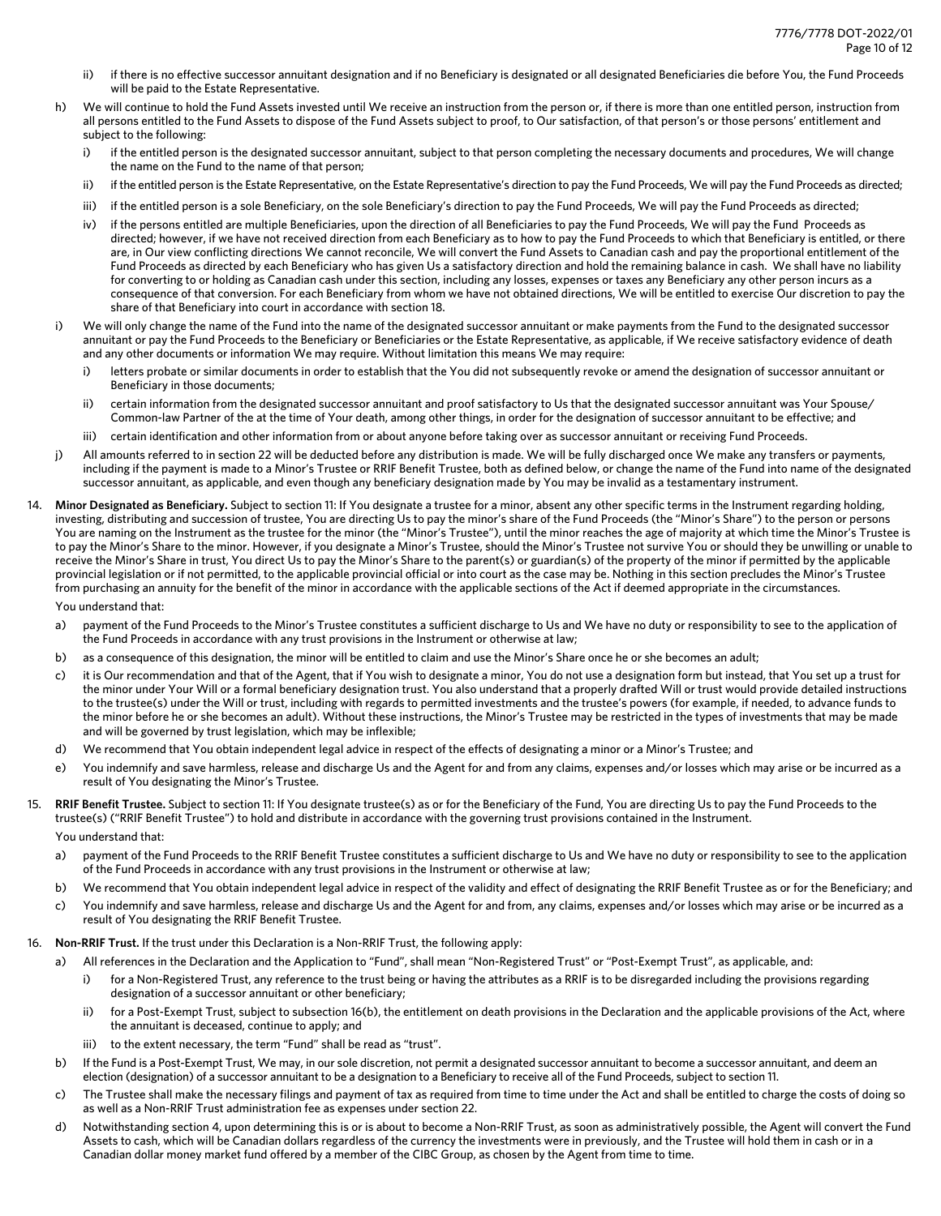ii) if there is no effective successor annuitant designation and if no Beneficiary is designated or all designated Beneficiaries die before You, the Fund Proceeds will be paid to the Estate Representative.

h) We will continue to hold the Fund Assets invested until We receive an instruction from the person or, if there is more than one entitled person, instruction from all persons entitled to the Fund Assets to dispose of the Fund Assets subject to proof, to Our satisfaction, of that person's or those persons' entitlement and subject to the following:

   i) if the entitled person is the designated successor annuitant, subject to that person completing the necessary documents and procedures, We will change the name on the Fund to the name of that person;

   ii) if the entitled person is the Estate Representative, on the Estate Representative's direction to pay the Fund Proceeds, We will pay the Fund Proceeds as directed;

   iii) if the entitled person is a sole Beneficiary, on the sole Beneficiary's direction to pay the Fund Proceeds, We will pay the Fund Proceeds as directed;

   iv) if the persons entitled are multiple Beneficiaries, upon the direction of all Beneficiaries to pay the Fund Proceeds, We will pay the Fund Proceeds as directed; however, if we have not received direction from each Beneficiary as to how to pay the Fund Proceeds to which that Beneficiary is entitled, or there are, in Our view conflicting directions We cannot reconcile, We will convert the Fund Assets to Canadian cash and pay the proportional entitlement of the Fund Proceeds as directed by each Beneficiary who has given Us a satisfactory direction and hold the remaining balance in cash. We shall have no liability for converting to or holding as Canadian cash under this section, including any losses, expenses or taxes any Beneficiary any other person incurs as a consequence of that conversion. For each Beneficiary from whom we have not obtained directions, We will be entitled to exercise Our discretion to pay the share of that Beneficiary into court in accordance with section 18.

i) We will only change the name of the Fund into the name of the designated successor annuitant or make payments from the Fund to the designated successor annuitant or pay the Fund Proceeds to the Beneficiary or Beneficiaries or the Estate Representative, as applicable, if We receive satisfactory evidence of death and any other documents or information We may require. Without limitation this means We may require:

   i) letters probate or similar documents in order to establish that the You did not subsequently revoke or amend the designation of successor annuitant or Beneficiary in those documents;

   ii) certain information from the designated successor annuitant and proof satisfactory to Us that the designated successor annuitant was Your Spouse/Common-law Partner of the at the time of Your death, among other things, in order for the designation of successor annuitant to be effective; and

   iii) certain identification and other information from or about anyone before taking over as successor annuitant or receiving Fund Proceeds.

j) All amounts referred to in section 22 will be deducted before any distribution is made. We will be fully discharged once We make any transfers or payments, including if the payment is made to a Minor's Trustee or RRIF Benefit Trustee, both as defined below, or change the name of the Fund into name of the designated successor annuitant, as applicable, and even though any beneficiary designation made by You may be invalid as a testamentary instrument.

14. **Minor Designated as Beneficiary.** Subject to section 11: If You designate a trustee for a minor, absent any other specific terms in the Instrument regarding holding, investing, distributing and succession of trustee, You are directing Us to pay the minor's share of the Fund Proceeds (the "Minor's Share") to the person or persons You are naming on the Instrument as the trustee for the minor (the "Minor's Trustee"), until the minor reaches the age of majority at which time the Minor's Trustee is to pay the Minor's Share to the minor. However, if you designate a Minor's Trustee, should the Minor's Trustee not survive You or should they be unwilling or unable to receive the Minor's Share in trust, You direct Us to pay the Minor's Share to the parent(s) or guardian(s) of the property of the minor if permitted by the applicable provincial legislation or if not permitted, to the applicable provincial official or into court as the case may be. Nothing in this section precludes the Minor's Trustee from purchasing an annuity for the benefit of the minor in accordance with the applicable sections of the Act if deemed appropriate in the circumstances.

    You understand that:

    a) payment of the Fund Proceeds to the Minor's Trustee constitutes a sufficient discharge to Us and We have no duty or responsibility to see to the application of the Fund Proceeds in accordance with any trust provisions in the Instrument or otherwise at law;

    b) as a consequence of this designation, the minor will be entitled to claim and use the Minor's Share once he or she becomes an adult;

    c) it is Our recommendation and that of the Agent, that if You wish to designate a minor, You do not use a designation form but instead, that You set up a trust for the minor under Your Will or a formal beneficiary designation trust. You also understand that a properly drafted Will or trust would provide detailed instructions to the trustee(s) under the Will or trust, including with regards to permitted investments and the trustee's powers (for example, if needed, to advance funds to the minor before he or she becomes an adult). Without these instructions, the Minor's Trustee may be restricted in the types of investments that may be made and will be governed by trust legislation, which may be inflexible;

    d) We recommend that You obtain independent legal advice in respect of the effects of designating a minor or a Minor's Trustee; and

    e) You indemnify and save harmless, release and discharge Us and the Agent for and from any claims, expenses and/or losses which may arise or be incurred as a result of You designating the Minor's Trustee.

15. **RRIF Benefit Trustee.** Subject to section 11: If You designate trustee(s) as or for the Beneficiary of the Fund, You are directing Us to pay the Fund Proceeds to the trustee(s) ("RRIF Benefit Trustee") to hold and distribute in accordance with the governing trust provisions contained in the Instrument.

    You understand that:

    a) payment of the Fund Proceeds to the RRIF Benefit Trustee constitutes a sufficient discharge to Us and We have no duty or responsibility to see to the application of the Fund Proceeds in accordance with any trust provisions in the Instrument or otherwise at law;

    b) We recommend that You obtain independent legal advice in respect of the validity and effect of designating the RRIF Benefit Trustee as or for the Beneficiary; and

    c) You indemnify and save harmless, release and discharge Us and the Agent for and from, any claims, expenses and/or losses which may arise or be incurred as a result of You designating the RRIF Benefit Trustee.

16. **Non-RRIF Trust.** If the trust under this Declaration is a Non-RRIF Trust, the following apply:

    a) All references in the Declaration and the Application to "Fund", shall mean "Non-Registered Trust" or "Post-Exempt Trust", as applicable, and:

       i) for a Non-Registered Trust, any reference to the trust being or having the attributes as a RRIF is to be disregarded including the provisions regarding designation of a successor annuitant or other beneficiary;

       ii) for a Post-Exempt Trust, subject to subsection 16(b), the entitlement on death provisions in the Declaration and the applicable provisions of the Act, where the annuitant is deceased, continue to apply; and

       iii) to the extent necessary, the term "Fund" shall be read as "trust".

    b) If the Fund is a Post-Exempt Trust, We may, in our sole discretion, not permit a designated successor annuitant to become a successor annuitant, and deem an election (designation) of a successor annuitant to be a designation to a Beneficiary to receive all of the Fund Proceeds, subject to section 11.

    c) The Trustee shall make the necessary filings and payment of tax as required from time to time under the Act and shall be entitled to charge the costs of doing so as well as a Non-RRIF Trust administration fee as expenses under section 22.

    d) Notwithstanding section 4, upon determining this is or is about to become a Non-RRIF Trust, as soon as administratively possible, the Agent will convert the Fund Assets to cash, which will be Canadian dollars regardless of the currency the investments were in previously, and the Trustee will hold them in cash or in a Canadian dollar money market fund offered by a member of the CIBC Group, as chosen by the Agent from time to time.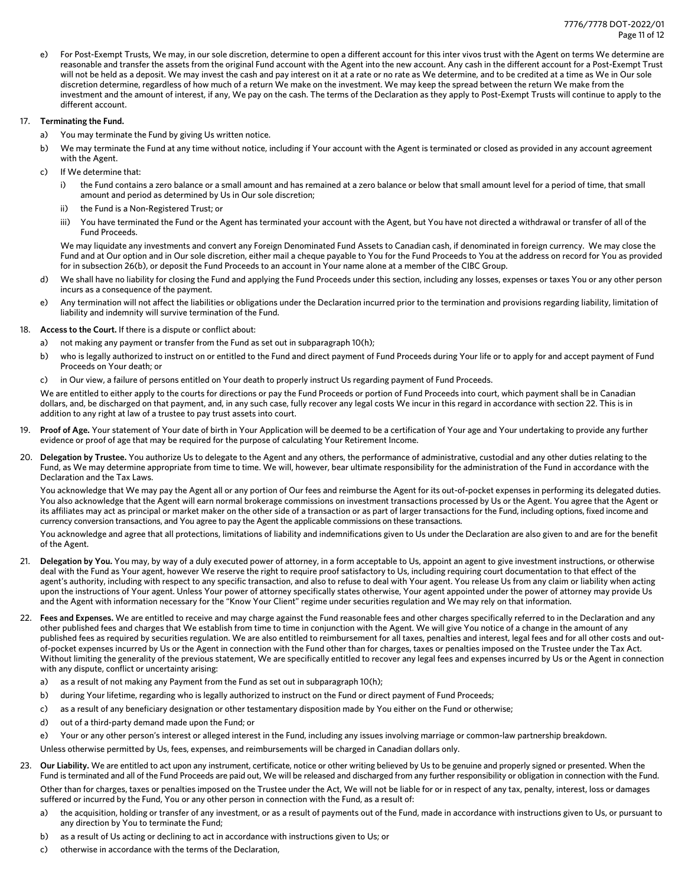e) For Post-Exempt Trusts, We may, in our sole discretion, determine to open a different account for this inter vivos trust with the Agent on terms We determine are reasonable and transfer the assets from the original Fund account with the Agent into the new account. Any cash in the different account for a Post-Exempt Trust will not be held as a deposit. We may invest the cash and pay interest on it at a rate or no rate as We determine, and to be credited at a time as We in Our sole discretion determine, regardless of how much of a return We make on the investment. We may keep the spread between the return We make from the investment and the amount of interest, if any, We pay on the cash. The terms of the Declaration as they apply to Post-Exempt Trusts will continue to apply to the different account.

17. **Terminating the Fund.**

    a) You may terminate the Fund by giving Us written notice.

    b) We may terminate the Fund at any time without notice, including if Your account with the Agent is terminated or closed as provided in any account agreement with the Agent.

    c) If We determine that:

       i) the Fund contains a zero balance or a small amount and has remained at a zero balance or below that small amount level for a period of time, that small amount and period as determined by Us in Our sole discretion;

       ii) the Fund is a Non-Registered Trust; or

       iii) You have terminated the Fund or the Agent has terminated your account with the Agent, but You have not directed a withdrawal or transfer of all of the Fund Proceeds.

    We may liquidate any investments and convert any Foreign Denominated Fund Assets to Canadian cash, if denominated in foreign currency. We may close the Fund and at Our option and in Our sole discretion, either mail a cheque payable to You for the Fund Proceeds to You at the address on record for You as provided for in subsection 26(b), or deposit the Fund Proceeds to an account in Your name alone at a member of the CIBC Group.

    d) We shall have no liability for closing the Fund and applying the Fund Proceeds under this section, including any losses, expenses or taxes You or any other person incurs as a consequence of the payment.

    e) Any termination will not affect the liabilities or obligations under the Declaration incurred prior to the termination and provisions regarding liability, limitation of liability and indemnity will survive termination of the Fund.

18. **Access to the Court.** If there is a dispute or conflict about:

    a) not making any payment or transfer from the Fund as set out in subparagraph 10(h);

    b) who is legally authorized to instruct on or entitled to the Fund and direct payment of Fund Proceeds during Your life or to apply for and accept payment of Fund Proceeds on Your death; or

    c) in Our view, a failure of persons entitled on Your death to properly instruct Us regarding payment of Fund Proceeds.

    We are entitled to either apply to the courts for directions or pay the Fund Proceeds or portion of Fund Proceeds into court, which payment shall be in Canadian dollars, and, be discharged on that payment, and, in any such case, fully recover any legal costs We incur in this regard in accordance with section 22. This is in addition to any right at law of a trustee to pay trust assets into court.

19. **Proof of Age.** Your statement of Your date of birth in Your Application will be deemed to be a certification of Your age and Your undertaking to provide any further evidence or proof of age that may be required for the purpose of calculating Your Retirement Income.

20. **Delegation by Trustee.** You authorize Us to delegate to the Agent and any others, the performance of administrative, custodial and any other duties relating to the Fund, as We may determine appropriate from time to time. We will, however, bear ultimate responsibility for the administration of the Fund in accordance with the Declaration and the Tax Laws.

    You acknowledge that We may pay the Agent all or any portion of Our fees and reimburse the Agent for its out-of-pocket expenses in performing its delegated duties. You also acknowledge that the Agent will earn normal brokerage commissions on investment transactions processed by Us or the Agent. You agree that the Agent or its affiliates may act as principal or market maker on the other side of a transaction or as part of larger transactions for the Fund, including options, fixed income and currency conversion transactions, and You agree to pay the Agent the applicable commissions on these transactions.

    You acknowledge and agree that all protections, limitations of liability and indemnifications given to Us under the Declaration are also given to and are for the benefit of the Agent.

21. **Delegation by You.** You may, by way of a duly executed power of attorney, in a form acceptable to Us, appoint an agent to give investment instructions, or otherwise deal with the Fund as Your agent, however We reserve the right to require proof satisfactory to Us, including requiring court documentation to that effect of the agent's authority, including with respect to any specific transaction, and also to refuse to deal with Your agent. You release Us from any claim or liability when acting upon the instructions of Your agent. Unless Your power of attorney specifically states otherwise, Your agent appointed under the power of attorney may provide Us and the Agent with information necessary for the "Know Your Client" regime under securities regulation and We may rely on that information.

22. **Fees and Expenses.** We are entitled to receive and may charge against the Fund reasonable fees and other charges specifically referred to in the Declaration and any other published fees and charges that We establish from time to time in conjunction with the Agent. We will give You notice of a change in the amount of any published fees as required by securities regulation. We are also entitled to reimbursement for all taxes, penalties and interest, legal fees and for all other costs and out-of-pocket expenses incurred by Us or the Agent in connection with the Fund other than for charges, taxes or penalties imposed on the Trustee under the Tax Act. Without limiting the generality of the previous statement, We are specifically entitled to recover any legal fees and expenses incurred by Us or the Agent in connection with any dispute, conflict or uncertainty arising:

    a) as a result of not making any Payment from the Fund as set out in subparagraph 10(h);

    b) during Your lifetime, regarding who is legally authorized to instruct on the Fund or direct payment of Fund Proceeds;

    c) as a result of any beneficiary designation or other testamentary disposition made by You either on the Fund or otherwise;

    d) out of a third-party demand made upon the Fund; or

    e) Your or any other person's interest or alleged interest in the Fund, including any issues involving marriage or common-law partnership breakdown.

    Unless otherwise permitted by Us, fees, expenses, and reimbursements will be charged in Canadian dollars only.

23. **Our Liability.** We are entitled to act upon any instrument, certificate, notice or other writing believed by Us to be genuine and properly signed or presented. When the Fund is terminated and all of the Fund Proceeds are paid out, We will be released and discharged from any further responsibility or obligation in connection with the Fund.

    Other than for charges, taxes or penalties imposed on the Trustee under the Act, We will not be liable for or in respect of any tax, penalty, interest, loss or damages suffered or incurred by the Fund, You or any other person in connection with the Fund, as a result of:

    a) the acquisition, holding or transfer of any investment, or as a result of payments out of the Fund, made in accordance with instructions given to Us, or pursuant to any direction by You to terminate the Fund;

    b) as a result of Us acting or declining to act in accordance with instructions given to Us; or

    c) otherwise in accordance with the terms of the Declaration,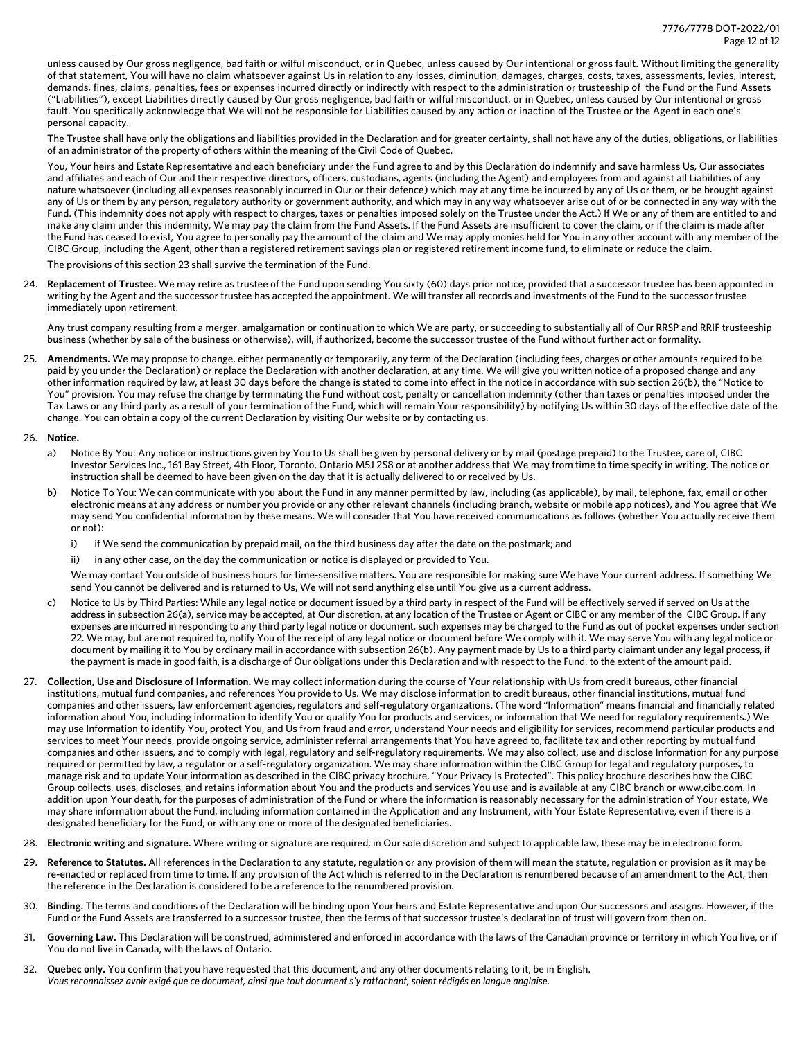unless caused by Our gross negligence, bad faith or wilful misconduct, or in Quebec, unless caused by Our intentional or gross fault. Without limiting the generality of that statement, You will have no claim whatsoever against Us in relation to any losses, diminution, damages, charges, costs, taxes, assessments, levies, interest, demands, fines, claims, penalties, fees or expenses incurred directly or indirectly with respect to the administration or trusteeship of the Fund or the Fund Assets ("Liabilities"), except Liabilities directly caused by Our gross negligence, bad faith or wilful misconduct, or in Quebec, unless caused by Our intentional or gross fault. You specifically acknowledge that We will not be responsible for Liabilities caused by any action or inaction of the Trustee or the Agent in each one's personal capacity.

The Trustee shall have only the obligations and liabilities provided in the Declaration and for greater certainty, shall not have any of the duties, obligations, or liabilities of an administrator of the property of others within the meaning of the Civil Code of Quebec.

You, Your heirs and Estate Representative and each beneficiary under the Fund agree to and by this Declaration do indemnify and save harmless Us, Our associates and affiliates and each of Our and their respective directors, officers, custodians, agents (including the Agent) and employees from and against all Liabilities of any nature whatsoever (including all expenses reasonably incurred in Our or their defence) which may at any time be incurred by any of Us or them, or be brought against any of Us or them by any person, regulatory authority or government authority, and which may in any way whatsoever arise out of or be connected in any way with the Fund. (This indemnity does not apply with respect to charges, taxes or penalties imposed solely on the Trustee under the Act.) If We or any of them are entitled to and make any claim under this indemnity, We may pay the claim from the Fund Assets. If the Fund Assets are insufficient to cover the claim, or if the claim is made after the Fund has ceased to exist, You agree to personally pay the amount of the claim and We may apply monies held for You in any other account with any member of the CIBC Group, including the Agent, other than a registered retirement savings plan or registered retirement income fund, to eliminate or reduce the claim.

The provisions of this section 23 shall survive the termination of the Fund.

24. **Replacement of Trustee.** We may retire as trustee of the Fund upon sending You sixty (60) days prior notice, provided that a successor trustee has been appointed in writing by the Agent and the successor trustee has accepted the appointment. We will transfer all records and investments of the Fund to the successor trustee immediately upon retirement.

    Any trust company resulting from a merger, amalgamation or continuation to which We are party, or succeeding to substantially all of Our RRSP and RRIF trusteeship business (whether by sale of the business or otherwise), will, if authorized, become the successor trustee of the Fund without further act or formality.

25. **Amendments.** We may propose to change, either permanently or temporarily, any term of the Declaration (including fees, charges or other amounts required to be paid by you under the Declaration) or replace the Declaration with another declaration, at any time. We will give you written notice of a proposed change and any other information required by law, at least 30 days before the change is stated to come into effect in the notice in accordance with sub section 26(b), the "Notice to You" provision. You may refuse the change by terminating the Fund without cost, penalty or cancellation indemnity (other than taxes or penalties imposed under the Tax Laws or any third party as a result of your termination of the Fund, which will remain Your responsibility) by notifying Us within 30 days of the effective date of the change. You can obtain a copy of the current Declaration by visiting Our website or by contacting us.

26. **Notice.**

    a) Notice By You: Any notice or instructions given by You to Us shall be given by personal delivery or by mail (postage prepaid) to the Trustee, care of, CIBC Investor Services Inc., 161 Bay Street, 4th Floor, Toronto, Ontario M5J 2S8 or at another address that We may from time to time specify in writing. The notice or instruction shall be deemed to have been given on the day that it is actually delivered to or received by Us.

    b) Notice To You: We can communicate with you about the Fund in any manner permitted by law, including (as applicable), by mail, telephone, fax, email or other electronic means at any address or number you provide or any other relevant channels (including branch, website or mobile app notices), and You agree that We may send You confidential information by these means. We will consider that You have received communications as follows (whether You actually receive them or not):

        i) if We send the communication by prepaid mail, on the third business day after the date on the postmark; and

        ii) in any other case, on the day the communication or notice is displayed or provided to You.

        We may contact You outside of business hours for time-sensitive matters. You are responsible for making sure We have Your current address. If something We send You cannot be delivered and is returned to Us, We will not send anything else until You give us a current address.

    c) Notice to Us by Third Parties: While any legal notice or document issued by a third party in respect of the Fund will be effectively served if served on Us at the address in subsection 26(a), service may be accepted, at Our discretion, at any location of the Trustee or Agent or CIBC or any member of the CIBC Group. If any expenses are incurred in responding to any third party legal notice or document, such expenses may be charged to the Fund as out of pocket expenses under section 22. We may, but are not required to, notify You of the receipt of any legal notice or document before We comply with it. We may serve You with any legal notice or document by mailing it to You by ordinary mail in accordance with subsection 26(b). Any payment made by Us to a third party claimant under any legal process, if the payment is made in good faith, is a discharge of Our obligations under this Declaration and with respect to the Fund, to the extent of the amount paid.

27. **Collection, Use and Disclosure of Information.** We may collect information during the course of Your relationship with Us from credit bureaus, other financial institutions, mutual fund companies, and references You provide to Us. We may disclose information to credit bureaus, other financial institutions, mutual fund companies and other issuers, law enforcement agencies, regulators and self-regulatory organizations. (The word "Information" means financial and financially related information about You, including information to identify You or qualify You for products and services, or information that We need for regulatory requirements.) We may use Information to identify You, protect You, and Us from fraud and error, understand Your needs and eligibility for services, recommend particular products and services to meet Your needs, provide ongoing service, administer referral arrangements that You have agreed to, facilitate tax and other reporting by mutual fund companies and other issuers, and to comply with legal, regulatory and self-regulatory requirements. We may also collect, use and disclose Information for any purpose required or permitted by law, a regulator or a self-regulatory organization. We may share information within the CIBC Group for legal and regulatory purposes, to manage risk and to update Your information as described in the CIBC privacy brochure, "Your Privacy Is Protected". This policy brochure describes how the CIBC Group collects, uses, discloses, and retains information about You and the products and services You use and is available at any CIBC branch or www.cibc.com. In addition upon Your death, for the purposes of administration of the Fund or where the information is reasonably necessary for the administration of Your estate, We may share information about the Fund, including information contained in the Application and any Instrument, with Your Estate Representative, even if there is a designated beneficiary for the Fund, or with any one or more of the designated beneficiaries.

28. **Electronic writing and signature.** Where writing or signature are required, in Our sole discretion and subject to applicable law, these may be in electronic form.

29. **Reference to Statutes.** All references in the Declaration to any statute, regulation or any provision of them will mean the statute, regulation or provision as it may be re-enacted or replaced from time to time. If any provision of the Act which is referred to in the Declaration is renumbered because of an amendment to the Act, then the reference in the Declaration is considered to be a reference to the renumbered provision.

30. **Binding.** The terms and conditions of the Declaration will be binding upon Your heirs and Estate Representative and upon Our successors and assigns. However, if the Fund or the Fund Assets are transferred to a successor trustee, then the terms of that successor trustee's declaration of trust will govern from then on.

31. **Governing Law.** This Declaration will be construed, administered and enforced in accordance with the laws of the Canadian province or territory in which You live, or if You do not live in Canada, with the laws of Ontario.

32. **Quebec only.** You confirm that you have requested that this document, and any other documents relating to it, be in English.
    *Vous reconnaissez avoir exigé que ce document, ainsi que tout document s'y rattachant, soient rédigés en langue anglaise.*